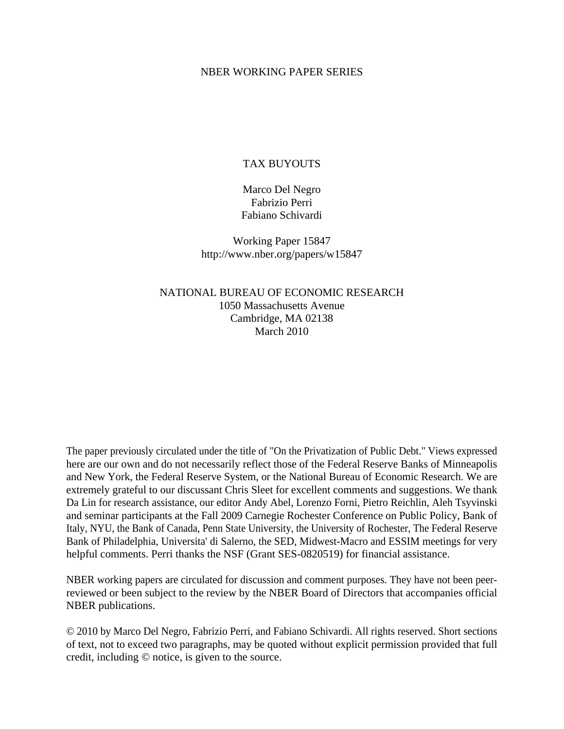NBER WORKING PAPER SERIES

# TAX BUYOUTS

Marco Del Negro
Fabrizio Perri
Fabiano Schivardi

Working Paper 15847
http://www.nber.org/papers/w15847

NATIONAL BUREAU OF ECONOMIC RESEARCH
1050 Massachusetts Avenue
Cambridge, MA 02138
March 2010

The paper previously circulated under the title of "On the Privatization of Public Debt." Views expressed here are our own and do not necessarily reflect those of the Federal Reserve Banks of Minneapolis and New York, the Federal Reserve System, or the National Bureau of Economic Research. We are extremely grateful to our discussant Chris Sleet for excellent comments and suggestions. We thank Da Lin for research assistance, our editor Andy Abel, Lorenzo Forni, Pietro Reichlin, Aleh Tsyvinski and seminar participants at the Fall 2009 Carnegie Rochester Conference on Public Policy, Bank of Italy, NYU, the Bank of Canada, Penn State University, the University of Rochester, The Federal Reserve Bank of Philadelphia, Universita' di Salerno, the SED, Midwest-Macro and ESSIM meetings for very helpful comments. Perri thanks the NSF (Grant SES-0820519) for financial assistance.

NBER working papers are circulated for discussion and comment purposes. They have not been peer-reviewed or been subject to the review by the NBER Board of Directors that accompanies official NBER publications.

© 2010 by Marco Del Negro, Fabrizio Perri, and Fabiano Schivardi. All rights reserved. Short sections of text, not to exceed two paragraphs, may be quoted without explicit permission provided that full credit, including © notice, is given to the source.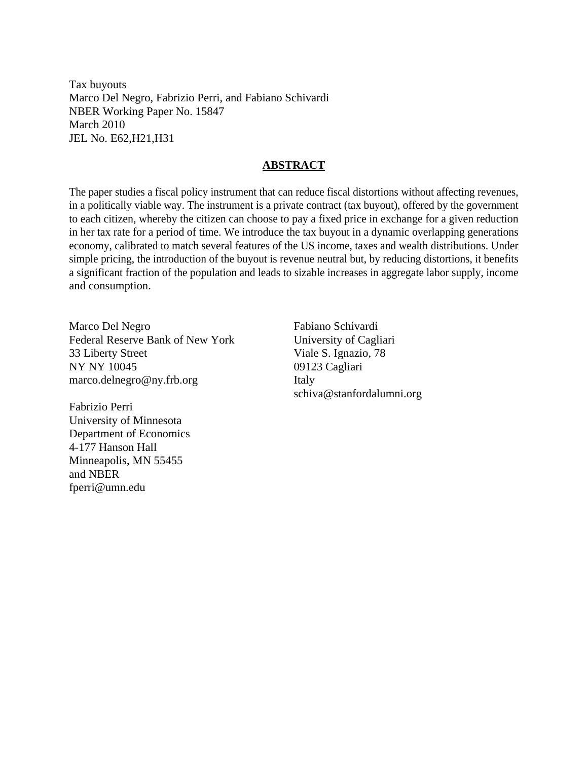Tax buyouts
Marco Del Negro, Fabrizio Perri, and Fabiano Schivardi
NBER Working Paper No. 15847
March 2010
JEL No. E62,H21,H31

## ABSTRACT

The paper studies a fiscal policy instrument that can reduce fiscal distortions without affecting revenues, in a politically viable way. The instrument is a private contract (tax buyout), offered by the government to each citizen, whereby the citizen can choose to pay a fixed price in exchange for a given reduction in her tax rate for a period of time. We introduce the tax buyout in a dynamic overlapping generations economy, calibrated to match several features of the US income, taxes and wealth distributions. Under simple pricing, the introduction of the buyout is revenue neutral but, by reducing distortions, it benefits a significant fraction of the population and leads to sizable increases in aggregate labor supply, income and consumption.

Marco Del Negro
Federal Reserve Bank of New York
33 Liberty Street
NY NY 10045
marco.delnegro@ny.frb.org

Fabrizio Perri
University of Minnesota
Department of Economics
4-177 Hanson Hall
Minneapolis, MN 55455
and NBER
fperri@umn.edu

Fabiano Schivardi
University of Cagliari
Viale S. Ignazio, 78
09123 Cagliari
Italy
schiva@stanfordalumni.org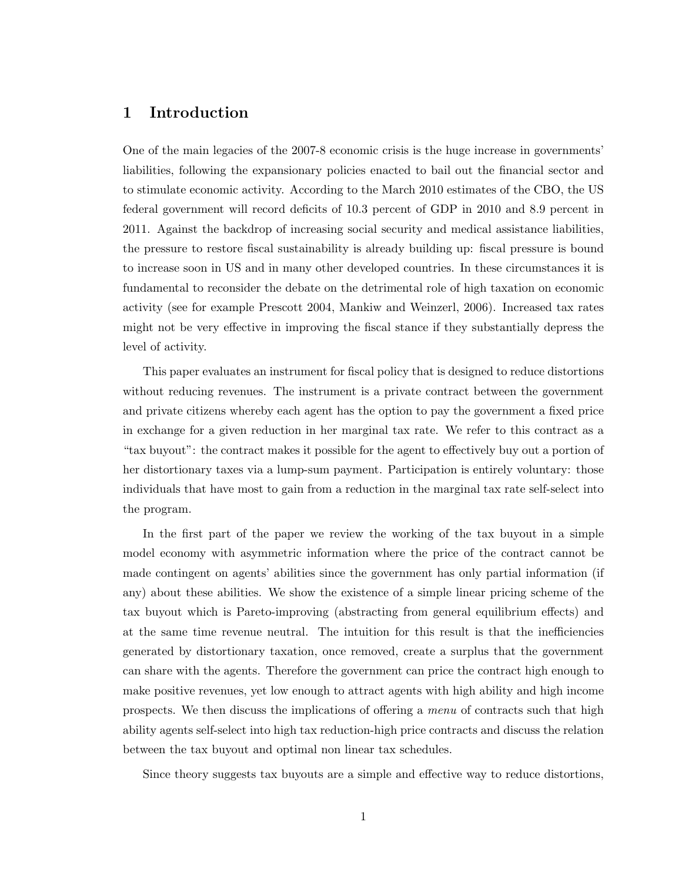# 1 Introduction

One of the main legacies of the 2007-8 economic crisis is the huge increase in governments' liabilities, following the expansionary policies enacted to bail out the financial sector and to stimulate economic activity. According to the March 2010 estimates of the CBO, the US federal government will record deficits of 10.3 percent of GDP in 2010 and 8.9 percent in 2011. Against the backdrop of increasing social security and medical assistance liabilities, the pressure to restore fiscal sustainability is already building up: fiscal pressure is bound to increase soon in US and in many other developed countries. In these circumstances it is fundamental to reconsider the debate on the detrimental role of high taxation on economic activity (see for example Prescott 2004, Mankiw and Weinzerl, 2006). Increased tax rates might not be very effective in improving the fiscal stance if they substantially depress the level of activity.

This paper evaluates an instrument for fiscal policy that is designed to reduce distortions without reducing revenues. The instrument is a private contract between the government and private citizens whereby each agent has the option to pay the government a fixed price in exchange for a given reduction in her marginal tax rate. We refer to this contract as a "tax buyout": the contract makes it possible for the agent to effectively buy out a portion of her distortionary taxes via a lump-sum payment. Participation is entirely voluntary: those individuals that have most to gain from a reduction in the marginal tax rate self-select into the program.

In the first part of the paper we review the working of the tax buyout in a simple model economy with asymmetric information where the price of the contract cannot be made contingent on agents' abilities since the government has only partial information (if any) about these abilities. We show the existence of a simple linear pricing scheme of the tax buyout which is Pareto-improving (abstracting from general equilibrium effects) and at the same time revenue neutral. The intuition for this result is that the inefficiencies generated by distortionary taxation, once removed, create a surplus that the government can share with the agents. Therefore the government can price the contract high enough to make positive revenues, yet low enough to attract agents with high ability and high income prospects. We then discuss the implications of offering a *menu* of contracts such that high ability agents self-select into high tax reduction-high price contracts and discuss the relation between the tax buyout and optimal non linear tax schedules.

Since theory suggests tax buyouts are a simple and effective way to reduce distortions,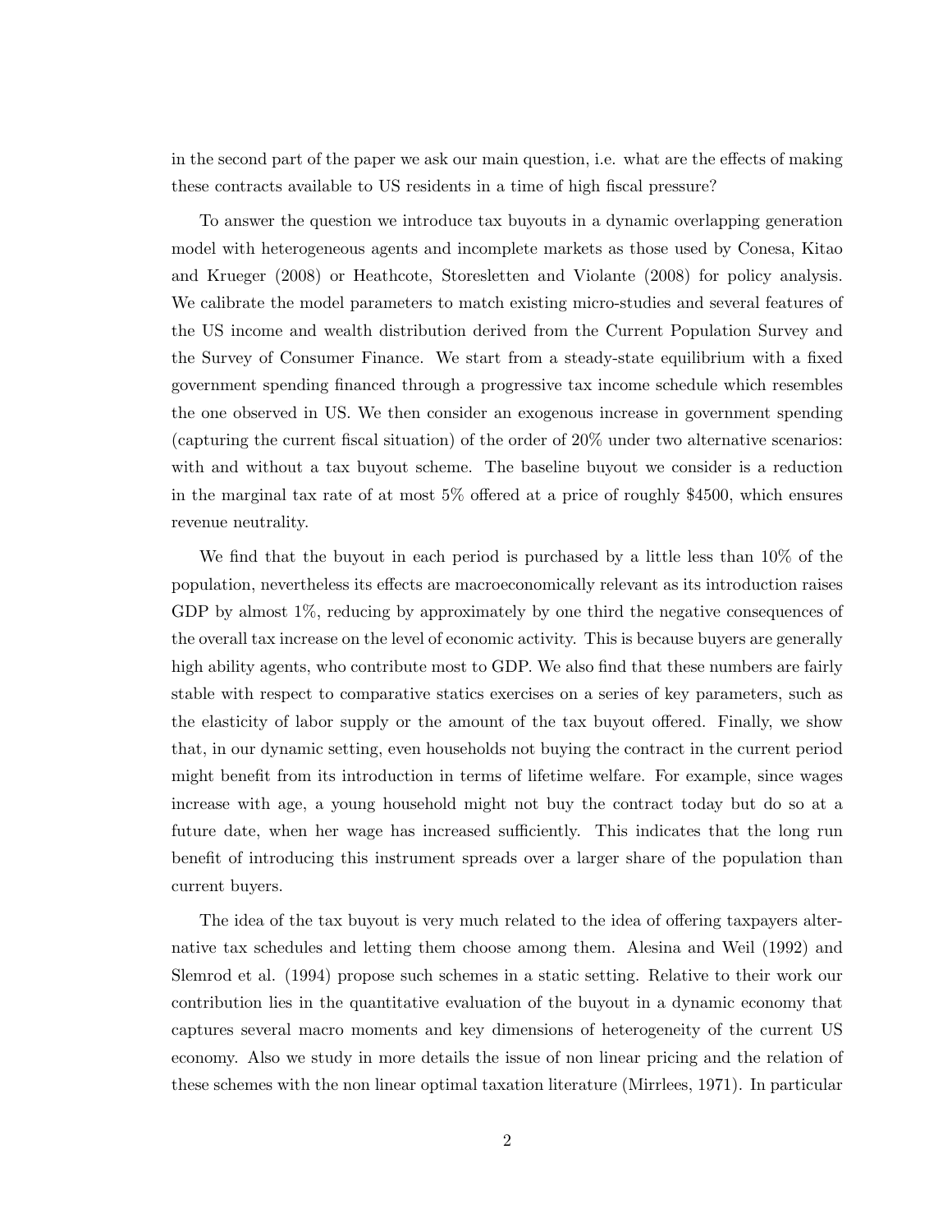in the second part of the paper we ask our main question, i.e. what are the effects of making these contracts available to US residents in a time of high fiscal pressure?

To answer the question we introduce tax buyouts in a dynamic overlapping generation model with heterogeneous agents and incomplete markets as those used by Conesa, Kitao and Krueger (2008) or Heathcote, Storesletten and Violante (2008) for policy analysis. We calibrate the model parameters to match existing micro-studies and several features of the US income and wealth distribution derived from the Current Population Survey and the Survey of Consumer Finance. We start from a steady-state equilibrium with a fixed government spending financed through a progressive tax income schedule which resembles the one observed in US. We then consider an exogenous increase in government spending (capturing the current fiscal situation) of the order of 20% under two alternative scenarios: with and without a tax buyout scheme. The baseline buyout we consider is a reduction in the marginal tax rate of at most 5% offered at a price of roughly $4500, which ensures revenue neutrality.

We find that the buyout in each period is purchased by a little less than 10% of the population, nevertheless its effects are macroeconomically relevant as its introduction raises GDP by almost 1%, reducing by approximately by one third the negative consequences of the overall tax increase on the level of economic activity. This is because buyers are generally high ability agents, who contribute most to GDP. We also find that these numbers are fairly stable with respect to comparative statics exercises on a series of key parameters, such as the elasticity of labor supply or the amount of the tax buyout offered. Finally, we show that, in our dynamic setting, even households not buying the contract in the current period might benefit from its introduction in terms of lifetime welfare. For example, since wages increase with age, a young household might not buy the contract today but do so at a future date, when her wage has increased sufficiently. This indicates that the long run benefit of introducing this instrument spreads over a larger share of the population than current buyers.

The idea of the tax buyout is very much related to the idea of offering taxpayers alternative tax schedules and letting them choose among them. Alesina and Weil (1992) and Slemrod et al. (1994) propose such schemes in a static setting. Relative to their work our contribution lies in the quantitative evaluation of the buyout in a dynamic economy that captures several macro moments and key dimensions of heterogeneity of the current US economy. Also we study in more details the issue of non linear pricing and the relation of these schemes with the non linear optimal taxation literature (Mirrlees, 1971). In particular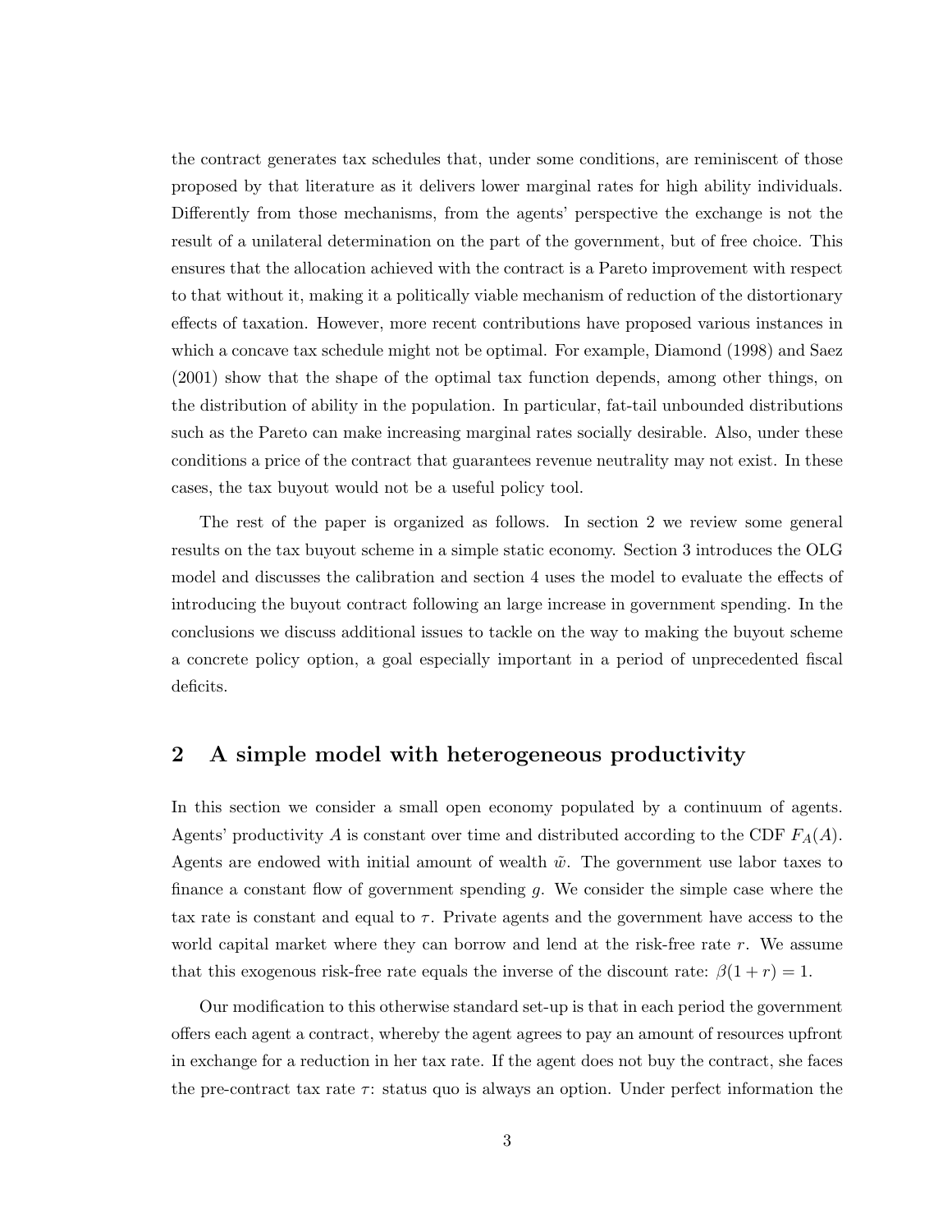the contract generates tax schedules that, under some conditions, are reminiscent of those proposed by that literature as it delivers lower marginal rates for high ability individuals. Differently from those mechanisms, from the agents' perspective the exchange is not the result of a unilateral determination on the part of the government, but of free choice. This ensures that the allocation achieved with the contract is a Pareto improvement with respect to that without it, making it a politically viable mechanism of reduction of the distortionary effects of taxation. However, more recent contributions have proposed various instances in which a concave tax schedule might not be optimal. For example, Diamond (1998) and Saez (2001) show that the shape of the optimal tax function depends, among other things, on the distribution of ability in the population. In particular, fat-tail unbounded distributions such as the Pareto can make increasing marginal rates socially desirable. Also, under these conditions a price of the contract that guarantees revenue neutrality may not exist. In these cases, the tax buyout would not be a useful policy tool.

The rest of the paper is organized as follows. In section 2 we review some general results on the tax buyout scheme in a simple static economy. Section 3 introduces the OLG model and discusses the calibration and section 4 uses the model to evaluate the effects of introducing the buyout contract following an large increase in government spending. In the conclusions we discuss additional issues to tackle on the way to making the buyout scheme a concrete policy option, a goal especially important in a period of unprecedented fiscal deficits.

## 2 A simple model with heterogeneous productivity

In this section we consider a small open economy populated by a continuum of agents. Agents' productivity $A$ is constant over time and distributed according to the CDF $F_A(A)$. Agents are endowed with initial amount of wealth $\tilde{w}$. The government use labor taxes to finance a constant flow of government spending $g$. We consider the simple case where the tax rate is constant and equal to $\tau$. Private agents and the government have access to the world capital market where they can borrow and lend at the risk-free rate $r$. We assume that this exogenous risk-free rate equals the inverse of the discount rate: $\beta(1+r) = 1$.

Our modification to this otherwise standard set-up is that in each period the government offers each agent a contract, whereby the agent agrees to pay an amount of resources upfront in exchange for a reduction in her tax rate. If the agent does not buy the contract, she faces the pre-contract tax rate $\tau$: status quo is always an option. Under perfect information the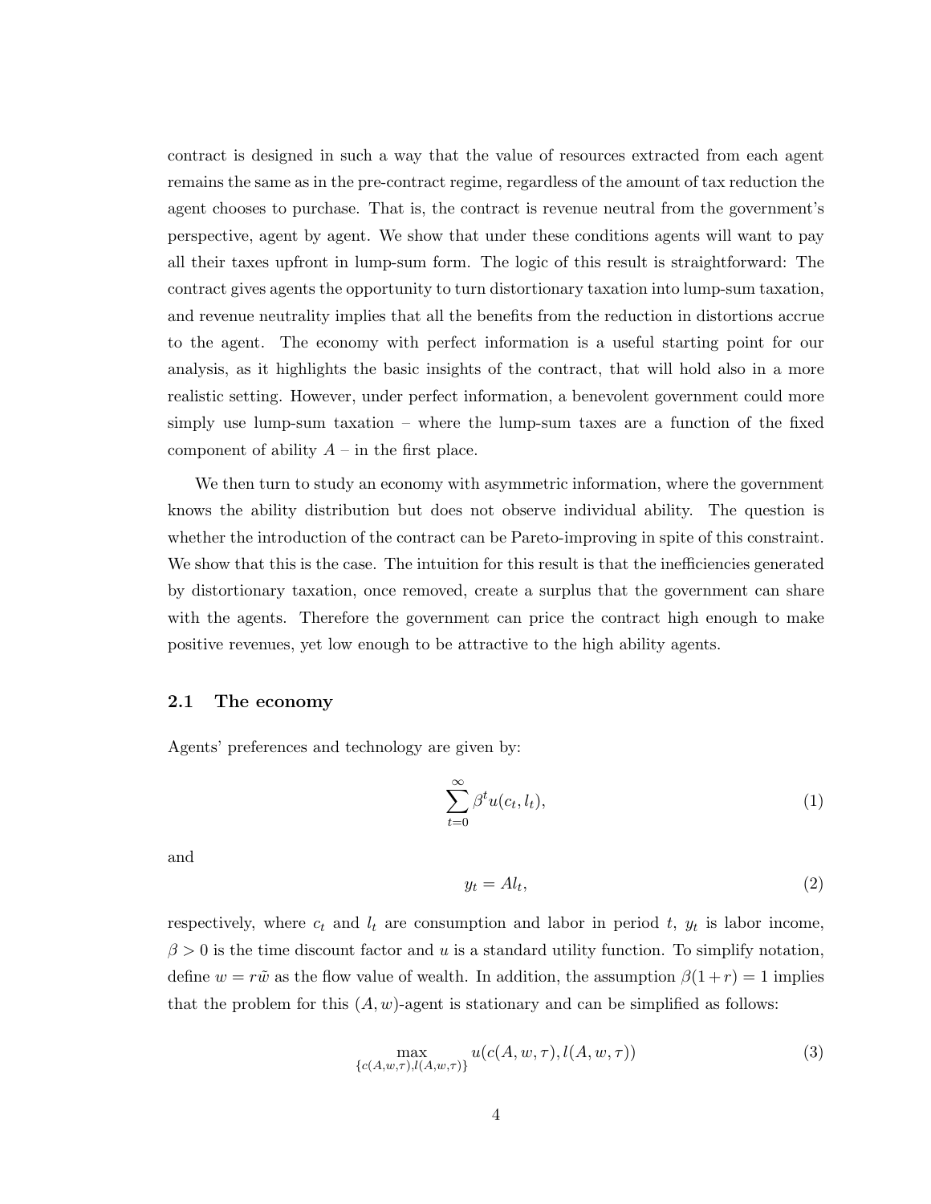contract is designed in such a way that the value of resources extracted from each agent remains the same as in the pre-contract regime, regardless of the amount of tax reduction the agent chooses to purchase. That is, the contract is revenue neutral from the government's perspective, agent by agent. We show that under these conditions agents will want to pay all their taxes upfront in lump-sum form. The logic of this result is straightforward: The contract gives agents the opportunity to turn distortionary taxation into lump-sum taxation, and revenue neutrality implies that all the benefits from the reduction in distortions accrue to the agent. The economy with perfect information is a useful starting point for our analysis, as it highlights the basic insights of the contract, that will hold also in a more realistic setting. However, under perfect information, a benevolent government could more simply use lump-sum taxation – where the lump-sum taxes are a function of the fixed component of ability $A$ – in the first place.

We then turn to study an economy with asymmetric information, where the government knows the ability distribution but does not observe individual ability. The question is whether the introduction of the contract can be Pareto-improving in spite of this constraint. We show that this is the case. The intuition for this result is that the inefficiencies generated by distortionary taxation, once removed, create a surplus that the government can share with the agents. Therefore the government can price the contract high enough to make positive revenues, yet low enough to be attractive to the high ability agents.

## 2.1 The economy

Agents' preferences and technology are given by:

$$\sum_{t=0}^{\infty} \beta^t u(c_t, l_t), \tag{1}$$

and

$$y_t = Al_t, \tag{2}$$

respectively, where $c_t$ and $l_t$ are consumption and labor in period $t$, $y_t$ is labor income, $\beta > 0$ is the time discount factor and $u$ is a standard utility function. To simplify notation, define $w = r\tilde{w}$ as the flow value of wealth. In addition, the assumption $\beta(1+r) = 1$ implies that the problem for this $(A, w)$-agent is stationary and can be simplified as follows:

$$\max_{\{c(A,w,\tau), l(A,w,\tau)\}} u(c(A, w, \tau), l(A, w, \tau)) \tag{3}$$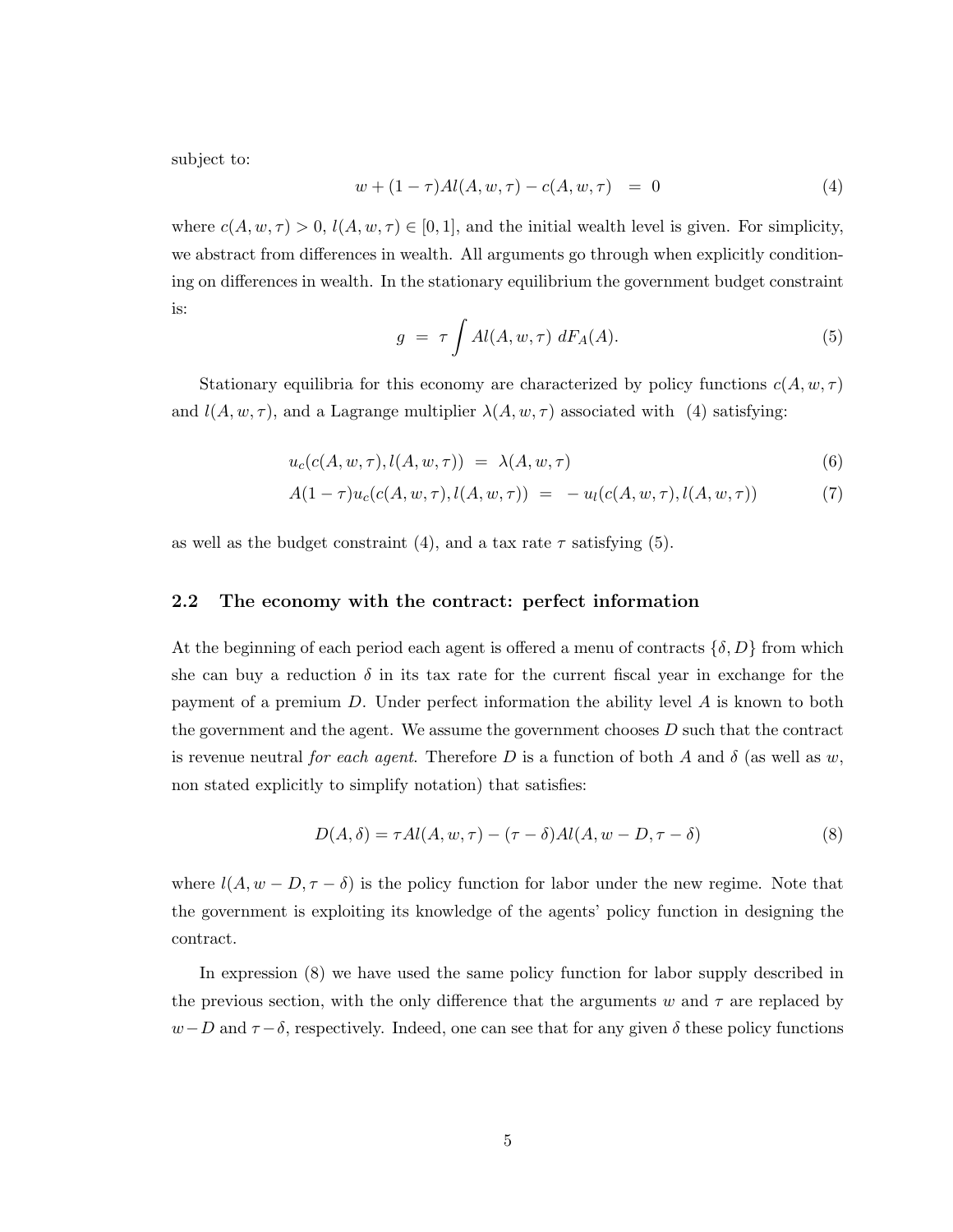subject to:

$$w + (1-\tau)Al(A, w, \tau) - c(A, w, \tau) \;\; = \;\; 0 \tag{4}$$

where $c(A, w, \tau) > 0$, $l(A, w, \tau) \in [0, 1]$, and the initial wealth level is given. For simplicity, we abstract from differences in wealth. All arguments go through when explicitly conditioning on differences in wealth. In the stationary equilibrium the government budget constraint is:

$$g \;=\; \tau \int Al(A, w, \tau) \; dF_A(A). \tag{5}$$

Stationary equilibria for this economy are characterized by policy functions $c(A, w, \tau)$ and $l(A, w, \tau)$, and a Lagrange multiplier $\lambda(A, w, \tau)$ associated with (4) satisfying:

$$u_c(c(A, w, \tau), l(A, w, \tau)) \;=\; \lambda(A, w, \tau) \tag{6}$$

$$A(1-\tau)u_c(c(A, w, \tau), l(A, w, \tau)) \;=\; -\,u_l(c(A, w, \tau), l(A, w, \tau)) \tag{7}$$

as well as the budget constraint (4), and a tax rate $\tau$ satisfying (5).

## 2.2 The economy with the contract: perfect information

At the beginning of each period each agent is offered a menu of contracts $\{\delta, D\}$ from which she can buy a reduction $\delta$ in its tax rate for the current fiscal year in exchange for the payment of a premium $D$. Under perfect information the ability level $A$ is known to both the government and the agent. We assume the government chooses $D$ such that the contract is revenue neutral *for each agent*. Therefore $D$ is a function of both $A$ and $\delta$ (as well as $w$, non stated explicitly to simplify notation) that satisfies:

$$D(A, \delta) = \tau Al(A, w, \tau) - (\tau - \delta)Al(A, w - D, \tau - \delta) \tag{8}$$

where $l(A, w - D, \tau - \delta)$ is the policy function for labor under the new regime. Note that the government is exploiting its knowledge of the agents' policy function in designing the contract.

In expression (8) we have used the same policy function for labor supply described in the previous section, with the only difference that the arguments $w$ and $\tau$ are replaced by $w - D$ and $\tau - \delta$, respectively. Indeed, one can see that for any given $\delta$ these policy functions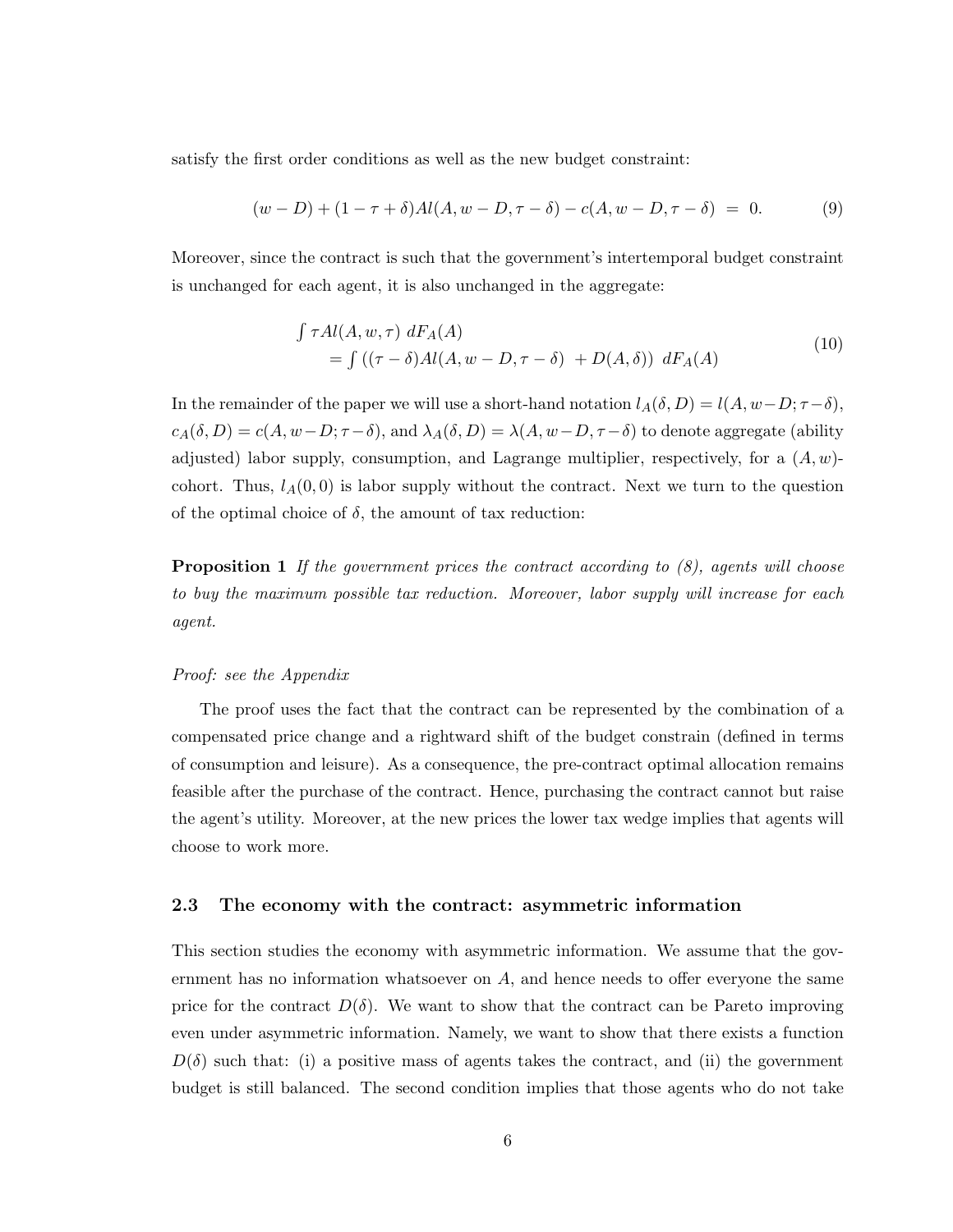satisfy the first order conditions as well as the new budget constraint:

$$(w - D) + (1 - \tau + \delta)Al(A, w - D, \tau - \delta) - c(A, w - D, \tau - \delta) \;=\; 0. \tag{9}$$

Moreover, since the contract is such that the government's intertemporal budget constraint is unchanged for each agent, it is also unchanged in the aggregate:

$$\begin{aligned} &\int \tau Al(A, w, \tau) \; dF_A(A) \\ &\quad = \int \left((\tau - \delta)Al(A, w - D, \tau - \delta) \; + D(A, \delta)\right) \; dF_A(A) \end{aligned} \tag{10}$$

In the remainder of the paper we will use a short-hand notation $l_A(\delta, D) = l(A, w-D; \tau-\delta)$, $c_A(\delta, D) = c(A, w-D; \tau-\delta)$, and $\lambda_A(\delta, D) = \lambda(A, w-D, \tau-\delta)$ to denote aggregate (ability adjusted) labor supply, consumption, and Lagrange multiplier, respectively, for a $(A, w)$-cohort. Thus, $l_A(0, 0)$ is labor supply without the contract. Next we turn to the question of the optimal choice of $\delta$, the amount of tax reduction:

**Proposition 1** *If the government prices the contract according to (8), agents will choose to buy the maximum possible tax reduction. Moreover, labor supply will increase for each agent.*

*Proof: see the Appendix*

The proof uses the fact that the contract can be represented by the combination of a compensated price change and a rightward shift of the budget constrain (defined in terms of consumption and leisure). As a consequence, the pre-contract optimal allocation remains feasible after the purchase of the contract. Hence, purchasing the contract cannot but raise the agent's utility. Moreover, at the new prices the lower tax wedge implies that agents will choose to work more.

### 2.3 The economy with the contract: asymmetric information

This section studies the economy with asymmetric information. We assume that the government has no information whatsoever on $A$, and hence needs to offer everyone the same price for the contract $D(\delta)$. We want to show that the contract can be Pareto improving even under asymmetric information. Namely, we want to show that there exists a function $D(\delta)$ such that: (i) a positive mass of agents takes the contract, and (ii) the government budget is still balanced. The second condition implies that those agents who do not take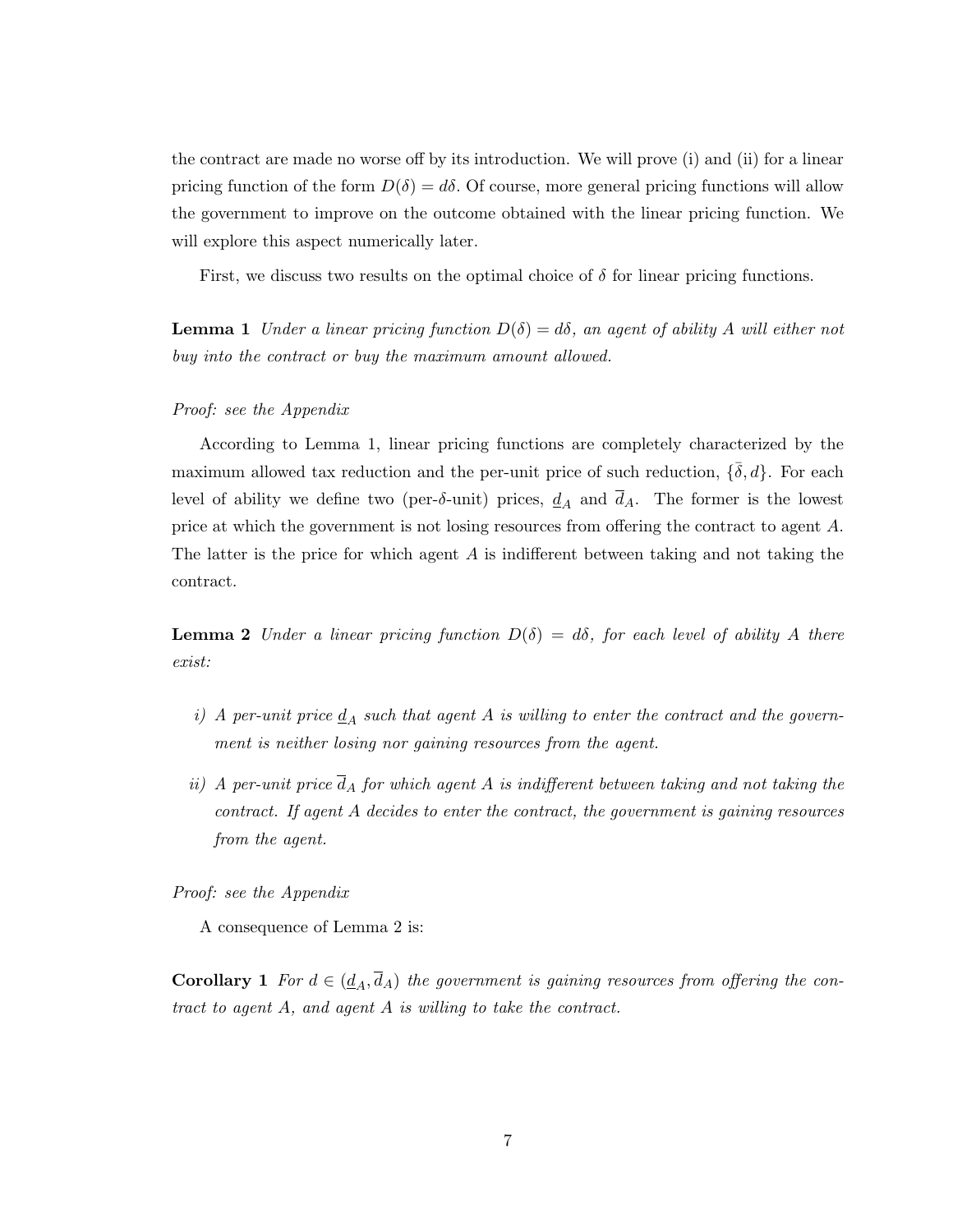the contract are made no worse off by its introduction. We will prove (i) and (ii) for a linear pricing function of the form $D(\delta) = d\delta$. Of course, more general pricing functions will allow the government to improve on the outcome obtained with the linear pricing function. We will explore this aspect numerically later.

First, we discuss two results on the optimal choice of $\delta$ for linear pricing functions.

**Lemma 1** *Under a linear pricing function $D(\delta) = d\delta$, an agent of ability $A$ will either not buy into the contract or buy the maximum amount allowed.*

*Proof: see the Appendix*

According to Lemma 1, linear pricing functions are completely characterized by the maximum allowed tax reduction and the per-unit price of such reduction, $\{\bar{\delta}, d\}$. For each level of ability we define two (per-$\delta$-unit) prices, $\underline{d}_A$ and $\overline{d}_A$. The former is the lowest price at which the government is not losing resources from offering the contract to agent $A$. The latter is the price for which agent $A$ is indifferent between taking and not taking the contract.

**Lemma 2** *Under a linear pricing function $D(\delta) = d\delta$, for each level of ability $A$ there exist:*

*i) A per-unit price $\underline{d}_A$ such that agent $A$ is willing to enter the contract and the government is neither losing nor gaining resources from the agent.*

*ii) A per-unit price $\overline{d}_A$ for which agent $A$ is indifferent between taking and not taking the contract. If agent $A$ decides to enter the contract, the government is gaining resources from the agent.*

*Proof: see the Appendix*

A consequence of Lemma 2 is:

**Corollary 1** *For $d \in (\underline{d}_A, \overline{d}_A)$ the government is gaining resources from offering the contract to agent $A$, and agent $A$ is willing to take the contract.*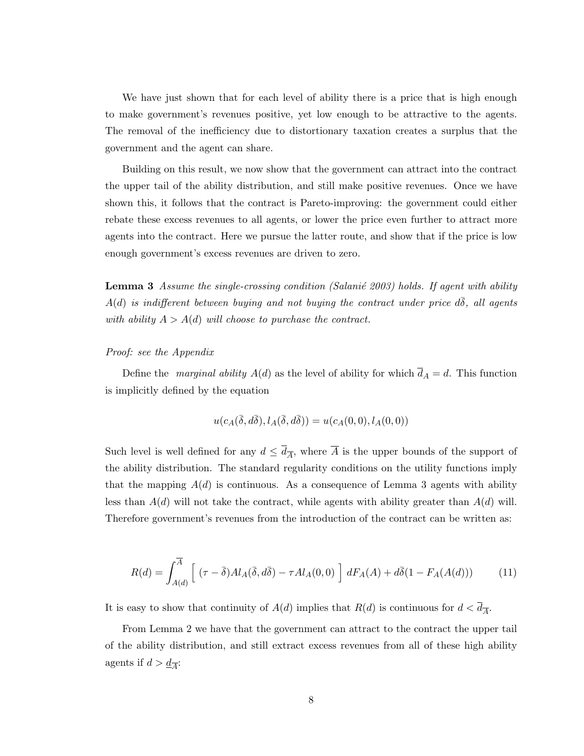We have just shown that for each level of ability there is a price that is high enough to make government's revenues positive, yet low enough to be attractive to the agents. The removal of the inefficiency due to distortionary taxation creates a surplus that the government and the agent can share.

Building on this result, we now show that the government can attract into the contract the upper tail of the ability distribution, and still make positive revenues. Once we have shown this, it follows that the contract is Pareto-improving: the government could either rebate these excess revenues to all agents, or lower the price even further to attract more agents into the contract. Here we pursue the latter route, and show that if the price is low enough government's excess revenues are driven to zero.

**Lemma 3** *Assume the single-crossing condition (Salanié 2003) holds. If agent with ability $A(d)$ is indifferent between buying and not buying the contract under price $d\bar{\delta}$, all agents with ability $A > A(d)$ will choose to purchase the contract.*

*Proof: see the Appendix*

Define the *marginal ability* $A(d)$ as the level of ability for which $\overline{d}_A = d$. This function is implicitly defined by the equation

$$u(c_A(\bar{\delta}, d\bar{\delta}), l_A(\bar{\delta}, d\bar{\delta})) = u(c_A(0,0), l_A(0,0))$$

Such level is well defined for any $d \leq \overline{d}_{\overline{A}}$, where $\overline{A}$ is the upper bounds of the support of the ability distribution. The standard regularity conditions on the utility functions imply that the mapping $A(d)$ is continuous. As a consequence of Lemma 3 agents with ability less than $A(d)$ will not take the contract, while agents with ability greater than $A(d)$ will. Therefore government's revenues from the introduction of the contract can be written as:

$$R(d) = \int_{A(d)}^{\overline{A}} \Big[ \; (\tau - \bar{\delta})Al_A(\bar{\delta}, d\bar{\delta}) - \tau Al_A(0,0) \; \Big] \; dF_A(A) + d\bar{\delta}(1 - F_A(A(d))) \qquad (11)$$

It is easy to show that continuity of $A(d)$ implies that $R(d)$ is continuous for $d < \overline{d}_{\overline{A}}$.

From Lemma 2 we have that the government can attract to the contract the upper tail of the ability distribution, and still extract excess revenues from all of these high ability agents if $d > \underline{d}_{\overline{A}}$: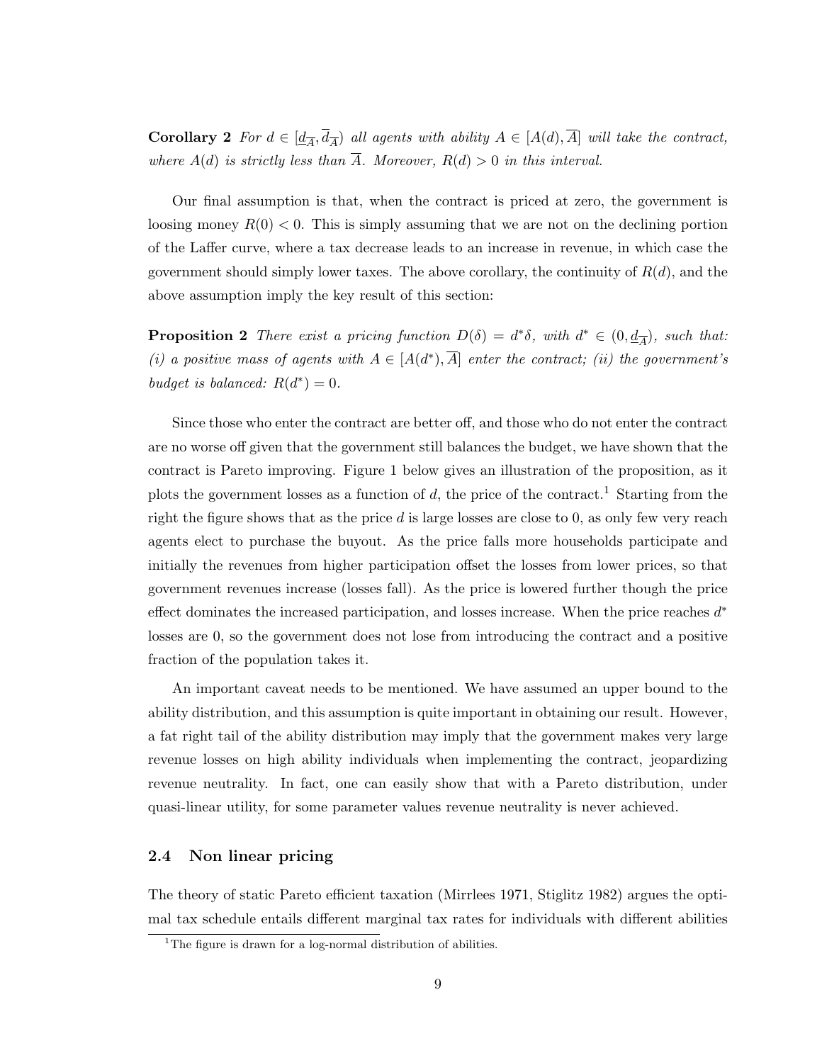**Corollary 2** *For $d \in [\underline{d}_{\overline{A}}, \overline{d}_{\overline{A}})$ all agents with ability $A \in [A(d), \overline{A}]$ will take the contract, where $A(d)$ is strictly less than $\overline{A}$. Moreover, $R(d) > 0$ in this interval.*

Our final assumption is that, when the contract is priced at zero, the government is loosing money $R(0) < 0$. This is simply assuming that we are not on the declining portion of the Laffer curve, where a tax decrease leads to an increase in revenue, in which case the government should simply lower taxes. The above corollary, the continuity of $R(d)$, and the above assumption imply the key result of this section:

**Proposition 2** *There exist a pricing function $D(\delta) = d^*\delta$, with $d^* \in (0, \underline{d}_{\overline{A}})$, such that: (i) a positive mass of agents with $A \in [A(d^*), \overline{A}]$ enter the contract; (ii) the government's budget is balanced: $R(d^*) = 0$.*

Since those who enter the contract are better off, and those who do not enter the contract are no worse off given that the government still balances the budget, we have shown that the contract is Pareto improving. Figure 1 below gives an illustration of the proposition, as it plots the government losses as a function of $d$, the price of the contract.[1] Starting from the right the figure shows that as the price $d$ is large losses are close to 0, as only few very reach agents elect to purchase the buyout. As the price falls more households participate and initially the revenues from higher participation offset the losses from lower prices, so that government revenues increase (losses fall). As the price is lowered further though the price effect dominates the increased participation, and losses increase. When the price reaches $d^*$ losses are 0, so the government does not lose from introducing the contract and a positive fraction of the population takes it.

An important caveat needs to be mentioned. We have assumed an upper bound to the ability distribution, and this assumption is quite important in obtaining our result. However, a fat right tail of the ability distribution may imply that the government makes very large revenue losses on high ability individuals when implementing the contract, jeopardizing revenue neutrality. In fact, one can easily show that with a Pareto distribution, under quasi-linear utility, for some parameter values revenue neutrality is never achieved.

## 2.4 Non linear pricing

The theory of static Pareto efficient taxation (Mirrlees 1971, Stiglitz 1982) argues the optimal tax schedule entails different marginal tax rates for individuals with different abilities

[1] The figure is drawn for a log-normal distribution of abilities.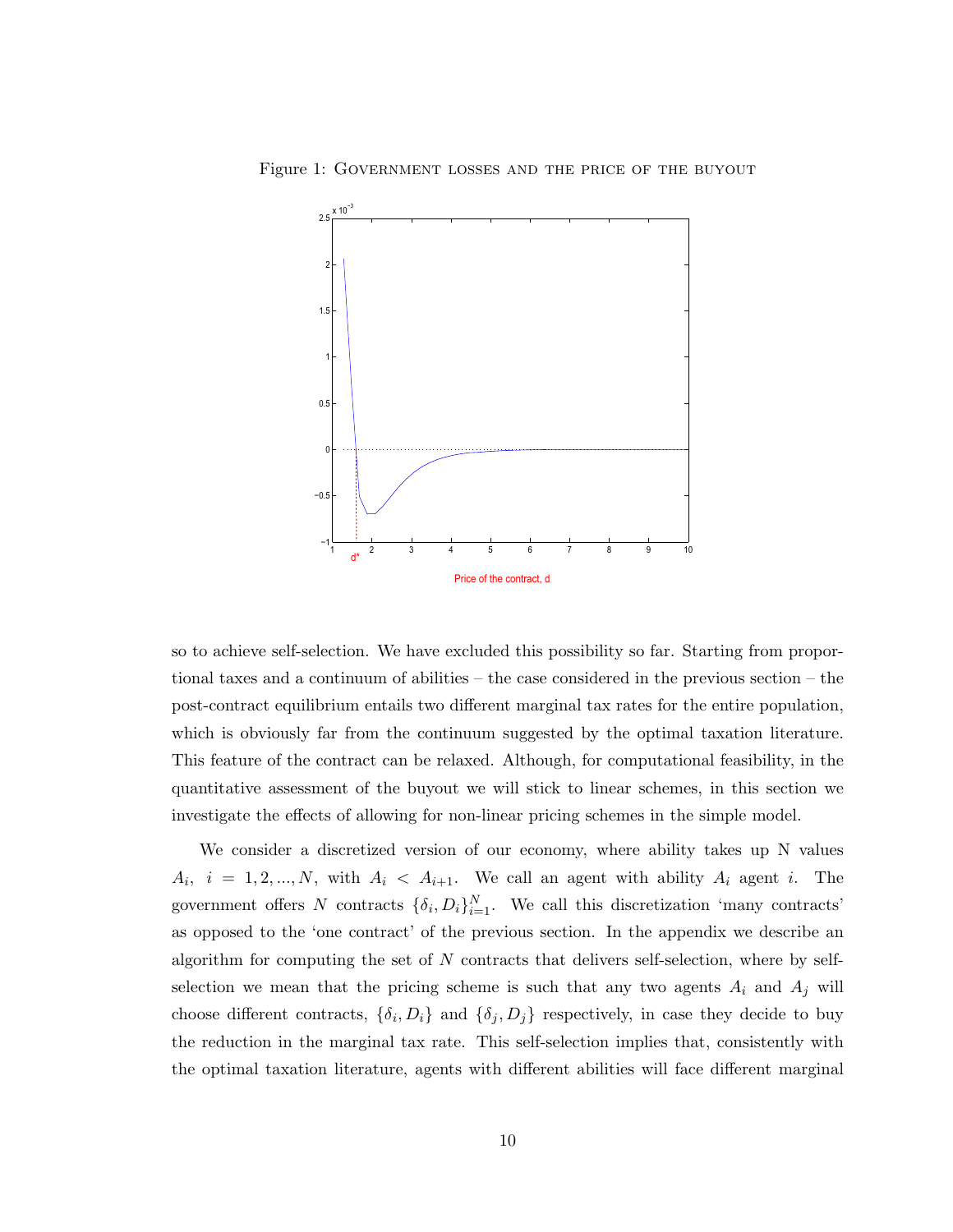Figure 1: GOVERNMENT LOSSES AND THE PRICE OF THE BUYOUT

so to achieve self-selection. We have excluded this possibility so far. Starting from proportional taxes and a continuum of abilities – the case considered in the previous section – the post-contract equilibrium entails two different marginal tax rates for the entire population, which is obviously far from the continuum suggested by the optimal taxation literature. This feature of the contract can be relaxed. Although, for computational feasibility, in the quantitative assessment of the buyout we will stick to linear schemes, in this section we investigate the effects of allowing for non-linear pricing schemes in the simple model.

We consider a discretized version of our economy, where ability takes up N values $A_i$, $i = 1, 2, ..., N$, with $A_i < A_{i+1}$. We call an agent with ability $A_i$ agent $i$. The government offers $N$ contracts $\{\delta_i, D_i\}_{i=1}^{N}$. We call this discretization 'many contracts' as opposed to the 'one contract' of the previous section. In the appendix we describe an algorithm for computing the set of $N$ contracts that delivers self-selection, where by self-selection we mean that the pricing scheme is such that any two agents $A_i$ and $A_j$ will choose different contracts, $\{\delta_i, D_i\}$ and $\{\delta_j, D_j\}$ respectively, in case they decide to buy the reduction in the marginal tax rate. This self-selection implies that, consistently with the optimal taxation literature, agents with different abilities will face different marginal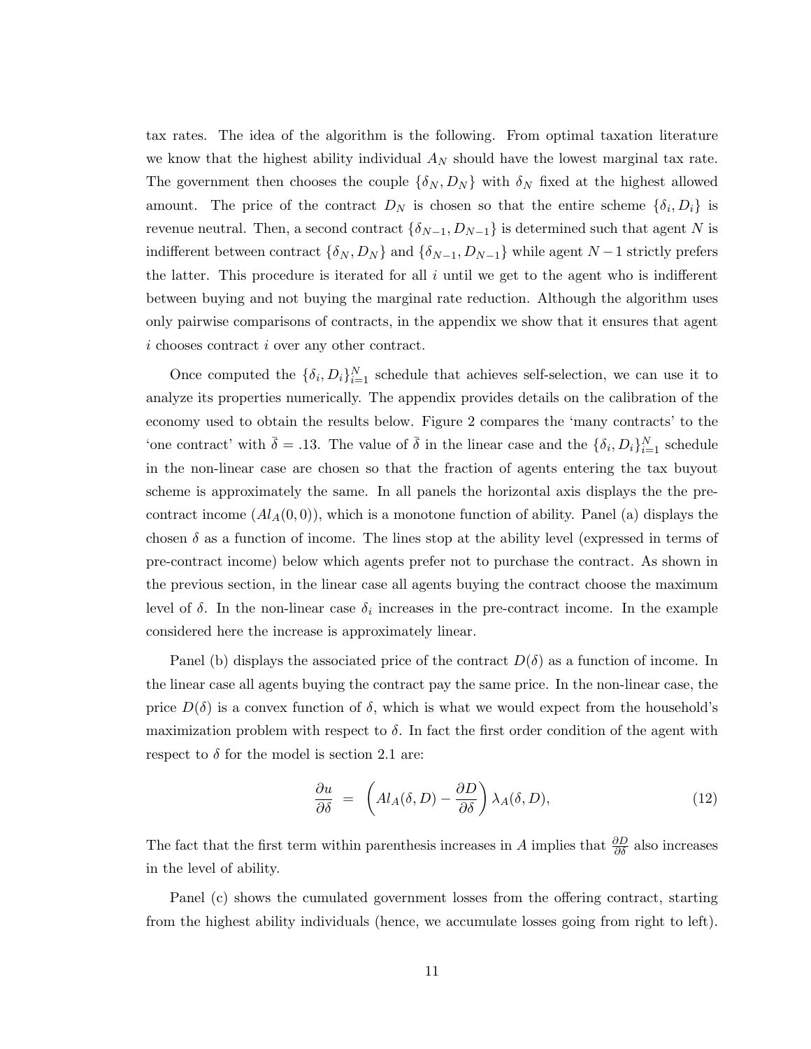tax rates. The idea of the algorithm is the following. From optimal taxation literature we know that the highest ability individual $A_N$ should have the lowest marginal tax rate. The government then chooses the couple $\{\delta_N, D_N\}$ with $\delta_N$ fixed at the highest allowed amount. The price of the contract $D_N$ is chosen so that the entire scheme $\{\delta_i, D_i\}$ is revenue neutral. Then, a second contract $\{\delta_{N-1}, D_{N-1}\}$ is determined such that agent $N$ is indifferent between contract $\{\delta_N, D_N\}$ and $\{\delta_{N-1}, D_{N-1}\}$ while agent $N-1$ strictly prefers the latter. This procedure is iterated for all $i$ until we get to the agent who is indifferent between buying and not buying the marginal rate reduction. Although the algorithm uses only pairwise comparisons of contracts, in the appendix we show that it ensures that agent $i$ chooses contract $i$ over any other contract.

Once computed the $\{\delta_i, D_i\}_{i=1}^N$ schedule that achieves self-selection, we can use it to analyze its properties numerically. The appendix provides details on the calibration of the economy used to obtain the results below. Figure 2 compares the 'many contracts' to the 'one contract' with $\bar{\delta} = .13$. The value of $\bar{\delta}$ in the linear case and the $\{\delta_i, D_i\}_{i=1}^N$ schedule in the non-linear case are chosen so that the fraction of agents entering the tax buyout scheme is approximately the same. In all panels the horizontal axis displays the the pre-contract income ($Al_A(0,0)$), which is a monotone function of ability. Panel (a) displays the chosen $\delta$ as a function of income. The lines stop at the ability level (expressed in terms of pre-contract income) below which agents prefer not to purchase the contract. As shown in the previous section, in the linear case all agents buying the contract choose the maximum level of $\delta$. In the non-linear case $\delta_i$ increases in the pre-contract income. In the example considered here the increase is approximately linear.

Panel (b) displays the associated price of the contract $D(\delta)$ as a function of income. In the linear case all agents buying the contract pay the same price. In the non-linear case, the price $D(\delta)$ is a convex function of $\delta$, which is what we would expect from the household's maximization problem with respect to $\delta$. In fact the first order condition of the agent with respect to $\delta$ for the model is section 2.1 are:

$$\frac{\partial u}{\partial \delta} = \left( Al_A(\delta, D) - \frac{\partial D}{\partial \delta} \right) \lambda_A(\delta, D), \tag{12}$$

The fact that the first term within parenthesis increases in $A$ implies that $\frac{\partial D}{\partial \delta}$ also increases in the level of ability.

Panel (c) shows the cumulated government losses from the offering contract, starting from the highest ability individuals (hence, we accumulate losses going from right to left).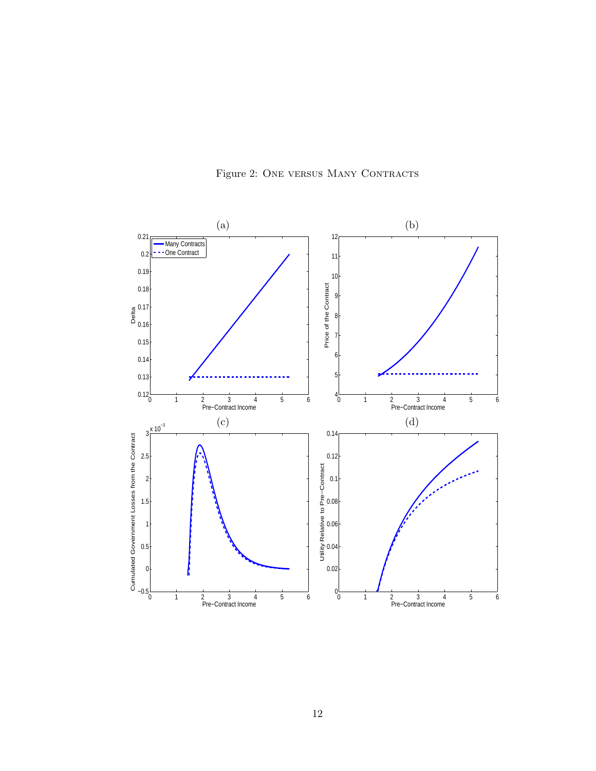Figure 2: One versus Many Contracts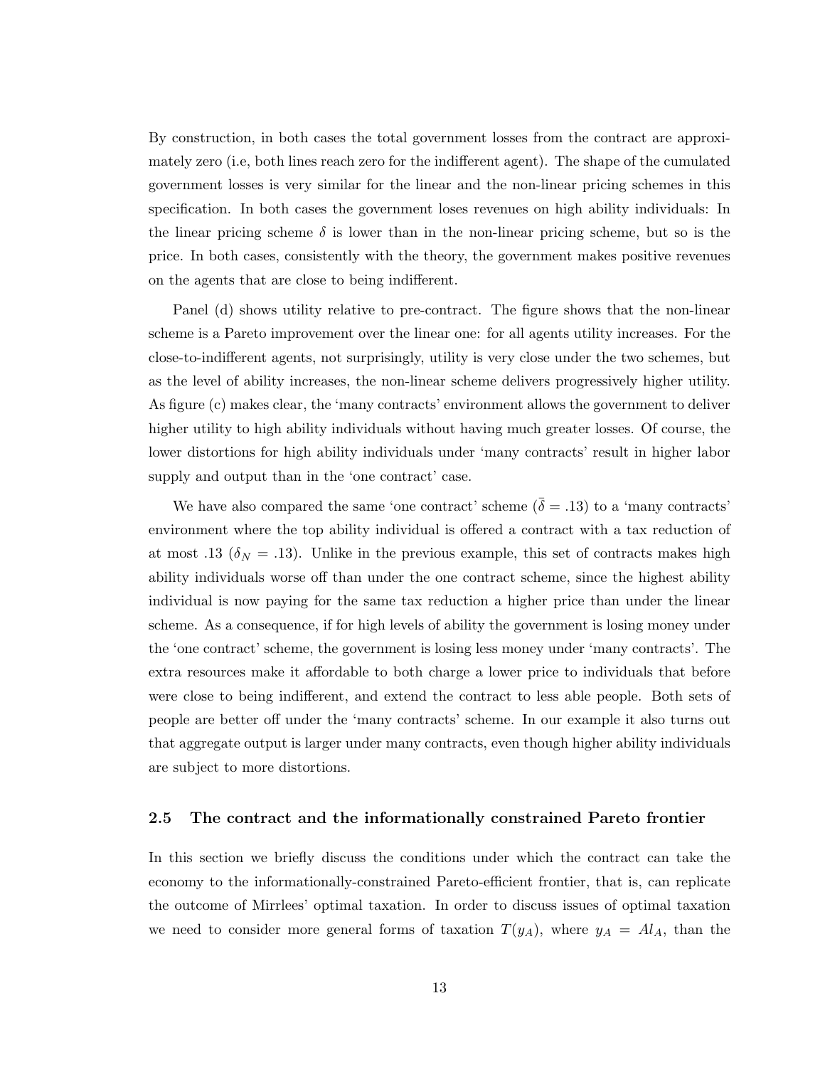By construction, in both cases the total government losses from the contract are approximately zero (i.e, both lines reach zero for the indifferent agent). The shape of the cumulated government losses is very similar for the linear and the non-linear pricing schemes in this specification. In both cases the government loses revenues on high ability individuals: In the linear pricing scheme $\delta$ is lower than in the non-linear pricing scheme, but so is the price. In both cases, consistently with the theory, the government makes positive revenues on the agents that are close to being indifferent.

Panel (d) shows utility relative to pre-contract. The figure shows that the non-linear scheme is a Pareto improvement over the linear one: for all agents utility increases. For the close-to-indifferent agents, not surprisingly, utility is very close under the two schemes, but as the level of ability increases, the non-linear scheme delivers progressively higher utility. As figure (c) makes clear, the 'many contracts' environment allows the government to deliver higher utility to high ability individuals without having much greater losses. Of course, the lower distortions for high ability individuals under 'many contracts' result in higher labor supply and output than in the 'one contract' case.

We have also compared the same 'one contract' scheme ($\bar{\delta} = .13$) to a 'many contracts' environment where the top ability individual is offered a contract with a tax reduction of at most .13 ($\delta_N = .13$). Unlike in the previous example, this set of contracts makes high ability individuals worse off than under the one contract scheme, since the highest ability individual is now paying for the same tax reduction a higher price than under the linear scheme. As a consequence, if for high levels of ability the government is losing money under the 'one contract' scheme, the government is losing less money under 'many contracts'. The extra resources make it affordable to both charge a lower price to individuals that before were close to being indifferent, and extend the contract to less able people. Both sets of people are better off under the 'many contracts' scheme. In our example it also turns out that aggregate output is larger under many contracts, even though higher ability individuals are subject to more distortions.

### 2.5 The contract and the informationally constrained Pareto frontier

In this section we briefly discuss the conditions under which the contract can take the economy to the informationally-constrained Pareto-efficient frontier, that is, can replicate the outcome of Mirrlees' optimal taxation. In order to discuss issues of optimal taxation we need to consider more general forms of taxation $T(y_A)$, where $y_A = Al_A$, than the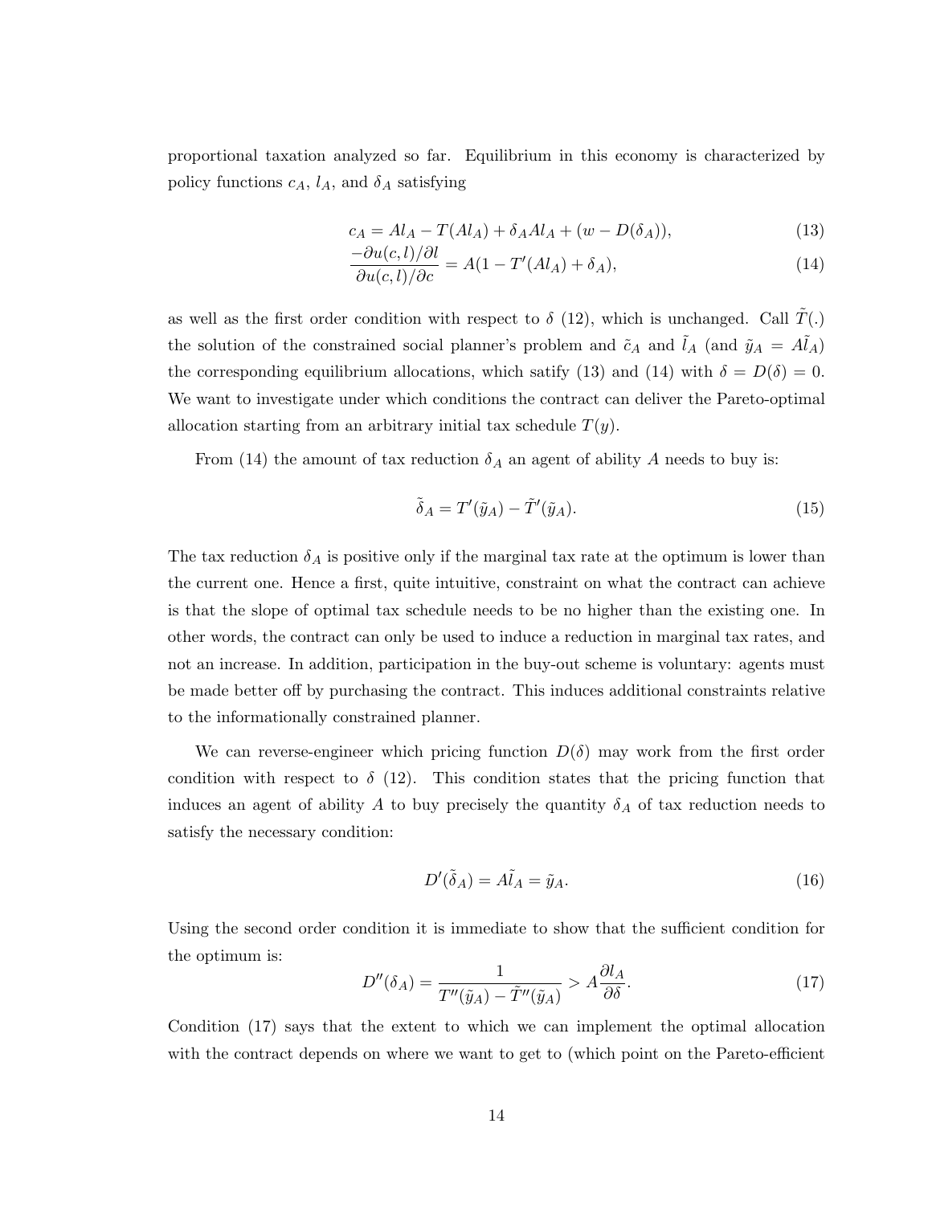proportional taxation analyzed so far. Equilibrium in this economy is characterized by policy functions $c_A$, $l_A$, and $\delta_A$ satisfying

$$c_A = Al_A - T(Al_A) + \delta_A Al_A + (w - D(\delta_A)), \tag{13}$$

$$\frac{-\partial u(c,l)/\partial l}{\partial u(c,l)/\partial c} = A(1 - T'(Al_A) + \delta_A), \tag{14}$$

as well as the first order condition with respect to $\delta$ (12), which is unchanged. Call $\tilde{T}(.)$ the solution of the constrained social planner's problem and $\tilde{c}_A$ and $\tilde{l}_A$ (and $\tilde{y}_A = A\tilde{l}_A$) the corresponding equilibrium allocations, which satisfy (13) and (14) with $\delta = D(\delta) = 0$. We want to investigate under which conditions the contract can deliver the Pareto-optimal allocation starting from an arbitrary initial tax schedule $T(y)$.

From (14) the amount of tax reduction $\delta_A$ an agent of ability $A$ needs to buy is:

$$\tilde{\delta}_A = T'(\tilde{y}_A) - \tilde{T}'(\tilde{y}_A). \tag{15}$$

The tax reduction $\delta_A$ is positive only if the marginal tax rate at the optimum is lower than the current one. Hence a first, quite intuitive, constraint on what the contract can achieve is that the slope of optimal tax schedule needs to be no higher than the existing one. In other words, the contract can only be used to induce a reduction in marginal tax rates, and not an increase. In addition, participation in the buy-out scheme is voluntary: agents must be made better off by purchasing the contract. This induces additional constraints relative to the informationally constrained planner.

We can reverse-engineer which pricing function $D(\delta)$ may work from the first order condition with respect to $\delta$ (12). This condition states that the pricing function that induces an agent of ability $A$ to buy precisely the quantity $\delta_A$ of tax reduction needs to satisfy the necessary condition:

$$D'(\tilde{\delta}_A) = A\tilde{l}_A = \tilde{y}_A. \tag{16}$$

Using the second order condition it is immediate to show that the sufficient condition for the optimum is:

$$D''(\delta_A) = \frac{1}{T''(\tilde{y}_A) - \tilde{T}''(\tilde{y}_A)} > A\frac{\partial l_A}{\partial \delta}. \tag{17}$$

Condition (17) says that the extent to which we can implement the optimal allocation with the contract depends on where we want to get to (which point on the Pareto-efficient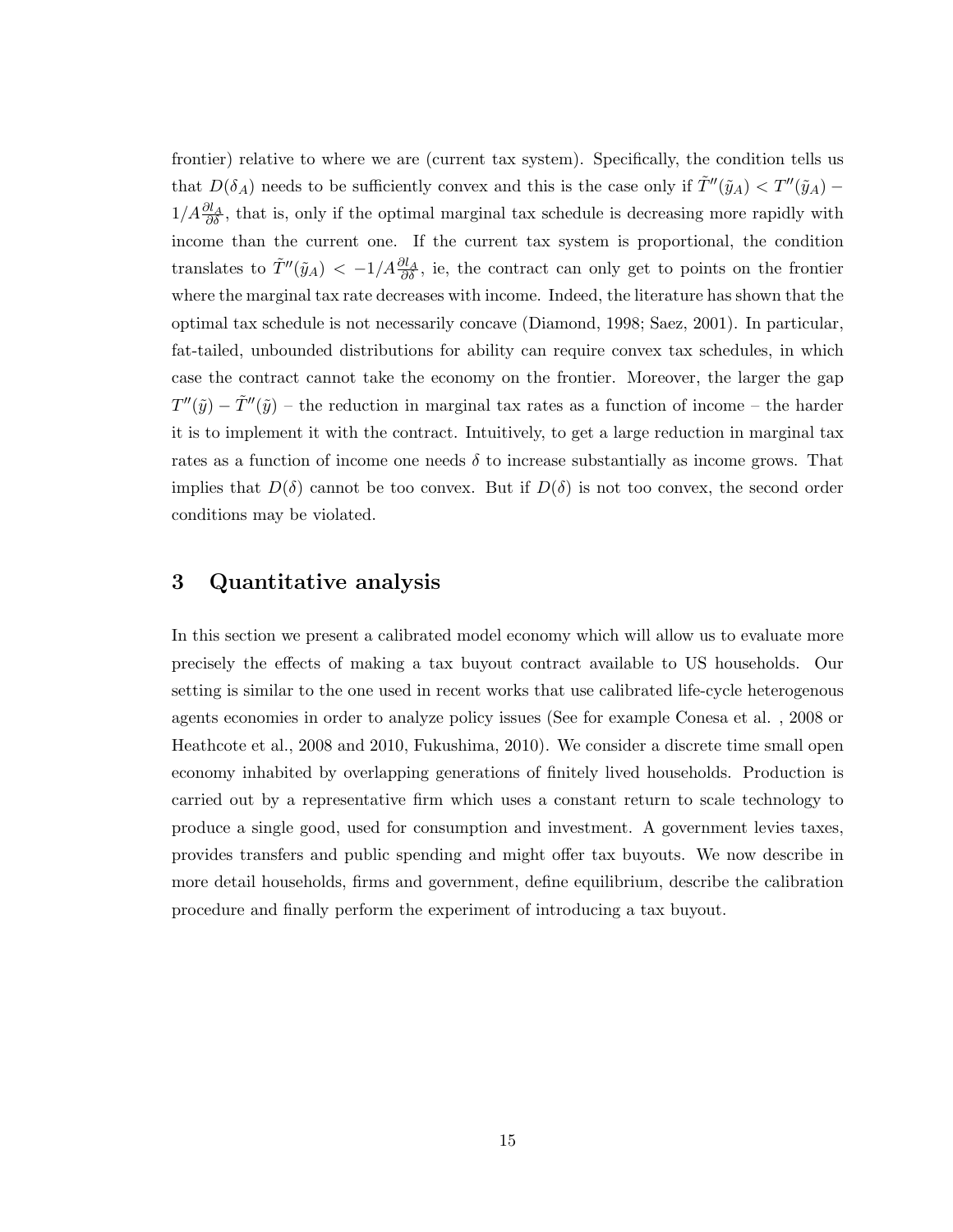frontier) relative to where we are (current tax system). Specifically, the condition tells us that $D(\delta_A)$ needs to be sufficiently convex and this is the case only if $\tilde{T}''(\tilde{y}_A) < T''(\tilde{y}_A) - 1/A\frac{\partial l_A}{\partial \delta}$, that is, only if the optimal marginal tax schedule is decreasing more rapidly with income than the current one. If the current tax system is proportional, the condition translates to $\tilde{T}''(\tilde{y}_A) < -1/A\frac{\partial l_A}{\partial \delta}$, ie, the contract can only get to points on the frontier where the marginal tax rate decreases with income. Indeed, the literature has shown that the optimal tax schedule is not necessarily concave (Diamond, 1998; Saez, 2001). In particular, fat-tailed, unbounded distributions for ability can require convex tax schedules, in which case the contract cannot take the economy on the frontier. Moreover, the larger the gap $T''(\tilde{y}) - \tilde{T}''(\tilde{y})$ – the reduction in marginal tax rates as a function of income – the harder it is to implement it with the contract. Intuitively, to get a large reduction in marginal tax rates as a function of income one needs $\delta$ to increase substantially as income grows. That implies that $D(\delta)$ cannot be too convex. But if $D(\delta)$ is not too convex, the second order conditions may be violated.

# 3 Quantitative analysis

In this section we present a calibrated model economy which will allow us to evaluate more precisely the effects of making a tax buyout contract available to US households. Our setting is similar to the one used in recent works that use calibrated life-cycle heterogenous agents economies in order to analyze policy issues (See for example Conesa et al. , 2008 or Heathcote et al., 2008 and 2010, Fukushima, 2010). We consider a discrete time small open economy inhabited by overlapping generations of finitely lived households. Production is carried out by a representative firm which uses a constant return to scale technology to produce a single good, used for consumption and investment. A government levies taxes, provides transfers and public spending and might offer tax buyouts. We now describe in more detail households, firms and government, define equilibrium, describe the calibration procedure and finally perform the experiment of introducing a tax buyout.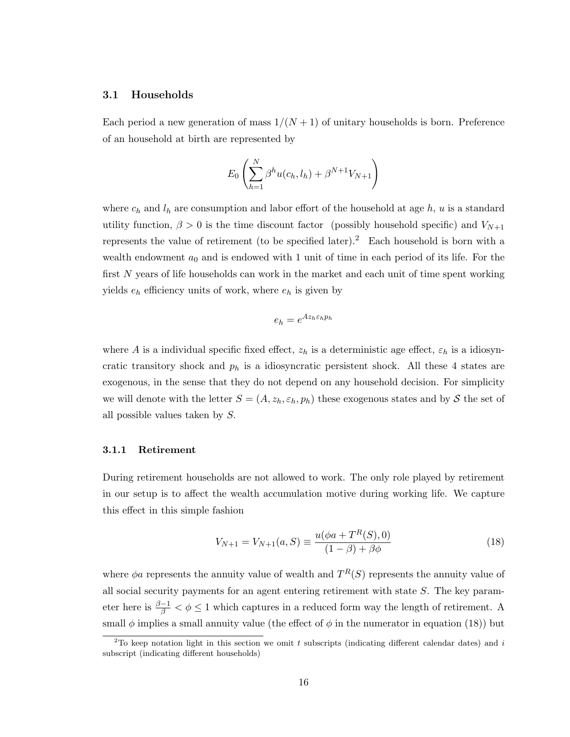### 3.1 Households

Each period a new generation of mass $1/(N+1)$ of unitary households is born. Preference of an household at birth are represented by

$$E_0 \left( \sum_{h=1}^{N} \beta^h u(c_h, l_h) + \beta^{N+1} V_{N+1} \right)$$

where $c_h$ and $l_h$ are consumption and labor effort of the household at age $h$, $u$ is a standard utility function, $\beta > 0$ is the time discount factor (possibly household specific) and $V_{N+1}$ represents the value of retirement (to be specified later).[2] Each household is born with a wealth endowment $a_0$ and is endowed with 1 unit of time in each period of its life. For the first $N$ years of life households can work in the market and each unit of time spent working yields $e_h$ efficiency units of work, where $e_h$ is given by

$$e_h = e^{A z_h \varepsilon_h p_h}$$

where $A$ is a individual specific fixed effect, $z_h$ is a deterministic age effect, $\varepsilon_h$ is a idiosyncratic transitory shock and $p_h$ is a idiosyncratic persistent shock. All these 4 states are exogenous, in the sense that they do not depend on any household decision. For simplicity we will denote with the letter $S = (A, z_h, \varepsilon_h, p_h)$ these exogenous states and by $\mathcal{S}$ the set of all possible values taken by $S$.

#### 3.1.1 Retirement

During retirement households are not allowed to work. The only role played by retirement in our setup is to affect the wealth accumulation motive during working life. We capture this effect in this simple fashion

$$V_{N+1} = V_{N+1}(a, S) \equiv \frac{u(\phi a + T^R(S), 0)}{(1-\beta) + \beta\phi} \tag{18}$$

where $\phi a$ represents the annuity value of wealth and $T^R(S)$ represents the annuity value of all social security payments for an agent entering retirement with state $S$. The key parameter here is $\frac{\beta-1}{\beta} < \phi \leq 1$ which captures in a reduced form way the length of retirement. A small $\phi$ implies a small annuity value (the effect of $\phi$ in the numerator in equation (18)) but

[2] To keep notation light in this section we omit $t$ subscripts (indicating different calendar dates) and $i$ subscript (indicating different households)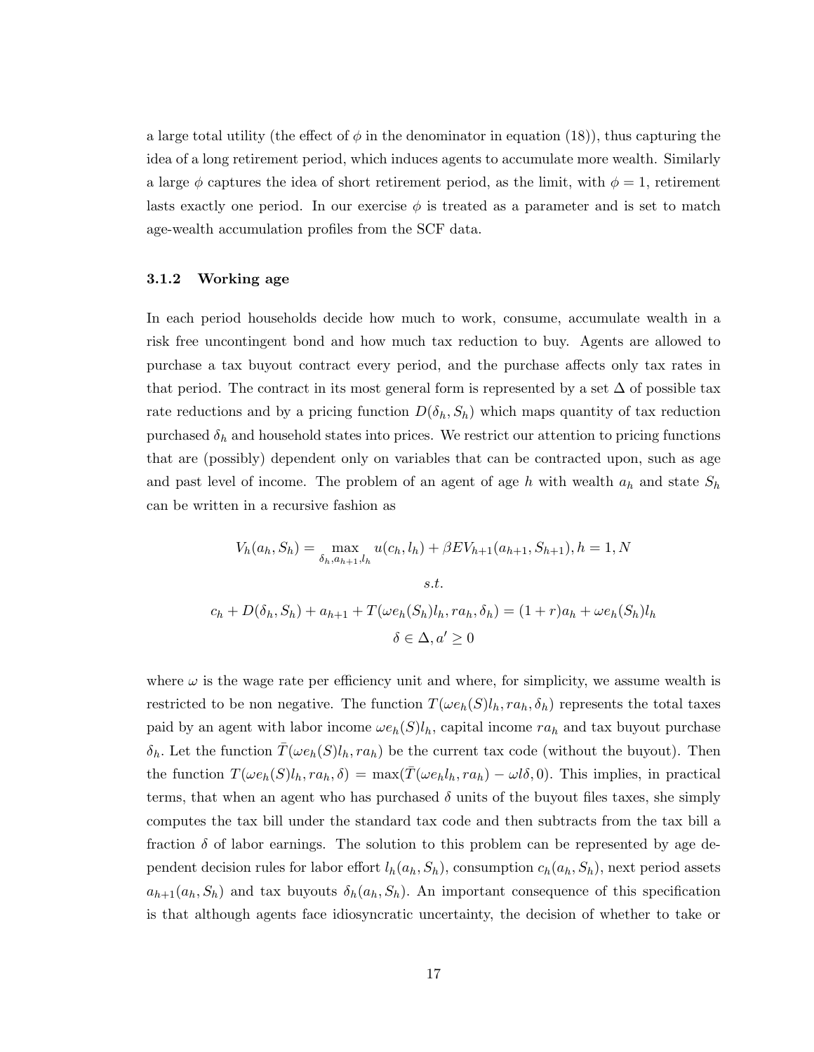a large total utility (the effect of $\phi$ in the denominator in equation (18)), thus capturing the idea of a long retirement period, which induces agents to accumulate more wealth. Similarly a large $\phi$ captures the idea of short retirement period, as the limit, with $\phi = 1$, retirement lasts exactly one period. In our exercise $\phi$ is treated as a parameter and is set to match age-wealth accumulation profiles from the SCF data.

### 3.1.2 Working age

In each period households decide how much to work, consume, accumulate wealth in a risk free uncontingent bond and how much tax reduction to buy. Agents are allowed to purchase a tax buyout contract every period, and the purchase affects only tax rates in that period. The contract in its most general form is represented by a set $\Delta$ of possible tax rate reductions and by a pricing function $D(\delta_h, S_h)$ which maps quantity of tax reduction purchased $\delta_h$ and household states into prices. We restrict our attention to pricing functions that are (possibly) dependent only on variables that can be contracted upon, such as age and past level of income. The problem of an agent of age $h$ with wealth $a_h$ and state $S_h$ can be written in a recursive fashion as

$$V_h(a_h, S_h) = \max_{\delta_h, a_{h+1}, l_h} u(c_h, l_h) + \beta E V_{h+1}(a_{h+1}, S_{h+1}), h = 1, N$$

$$s.t.$$

$$c_h + D(\delta_h, S_h) + a_{h+1} + T(\omega e_h(S_h) l_h, r a_h, \delta_h) = (1 + r) a_h + \omega e_h(S_h) l_h$$

$$\delta \in \Delta, a' \geq 0$$

where $\omega$ is the wage rate per efficiency unit and where, for simplicity, we assume wealth is restricted to be non negative. The function $T(\omega e_h(S) l_h, r a_h, \delta_h)$ represents the total taxes paid by an agent with labor income $\omega e_h(S) l_h$, capital income $r a_h$ and tax buyout purchase $\delta_h$. Let the function $\bar{T}(\omega e_h(S) l_h, r a_h)$ be the current tax code (without the buyout). Then the function $T(\omega e_h(S) l_h, r a_h, \delta) = \max(\bar{T}(\omega e_h l_h, r a_h) - \omega l \delta, 0)$. This implies, in practical terms, that when an agent who has purchased $\delta$ units of the buyout files taxes, she simply computes the tax bill under the standard tax code and then subtracts from the tax bill a fraction $\delta$ of labor earnings. The solution to this problem can be represented by age dependent decision rules for labor effort $l_h(a_h, S_h)$, consumption $c_h(a_h, S_h)$, next period assets $a_{h+1}(a_h, S_h)$ and tax buyouts $\delta_h(a_h, S_h)$. An important consequence of this specification is that although agents face idiosyncratic uncertainty, the decision of whether to take or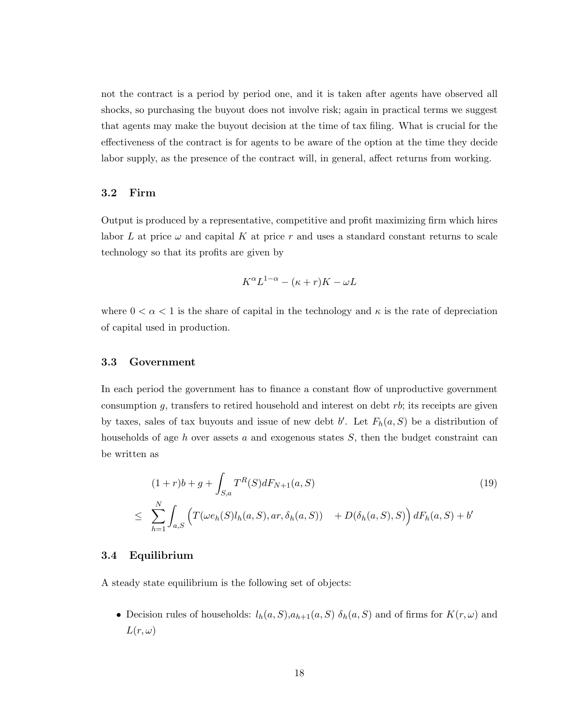not the contract is a period by period one, and it is taken after agents have observed all shocks, so purchasing the buyout does not involve risk; again in practical terms we suggest that agents may make the buyout decision at the time of tax filing. What is crucial for the effectiveness of the contract is for agents to be aware of the option at the time they decide labor supply, as the presence of the contract will, in general, affect returns from working.

### 3.2 Firm

Output is produced by a representative, competitive and profit maximizing firm which hires labor $L$ at price $\omega$ and capital $K$ at price $r$ and uses a standard constant returns to scale technology so that its profits are given by

$$K^{\alpha}L^{1-\alpha} - (\kappa + r)K - \omega L$$

where $0 < \alpha < 1$ is the share of capital in the technology and $\kappa$ is the rate of depreciation of capital used in production.

### 3.3 Government

In each period the government has to finance a constant flow of unproductive government consumption $g$, transfers to retired household and interest on debt $rb$; its receipts are given by taxes, sales of tax buyouts and issue of new debt $b'$. Let $F_h(a, S)$ be a distribution of households of age $h$ over assets $a$ and exogenous states $S$, then the budget constraint can be written as

$$\begin{aligned}
& (1+r)b + g + \int_{S,a} T^R(S) dF_{N+1}(a, S) \qquad (19) \\
\leq \; & \sum_{h=1}^{N} \int_{a,S} \Big( T(\omega e_h(S) l_h(a, S), ar, \delta_h(a, S)) \quad + D(\delta_h(a, S), S) \Big) dF_h(a, S) + b'
\end{aligned}$$

### 3.4 Equilibrium

A steady state equilibrium is the following set of objects:

- Decision rules of households: $l_h(a, S)$,$a_{h+1}(a, S)$ $\delta_h(a, S)$ and of firms for $K(r, \omega)$ and $L(r, \omega)$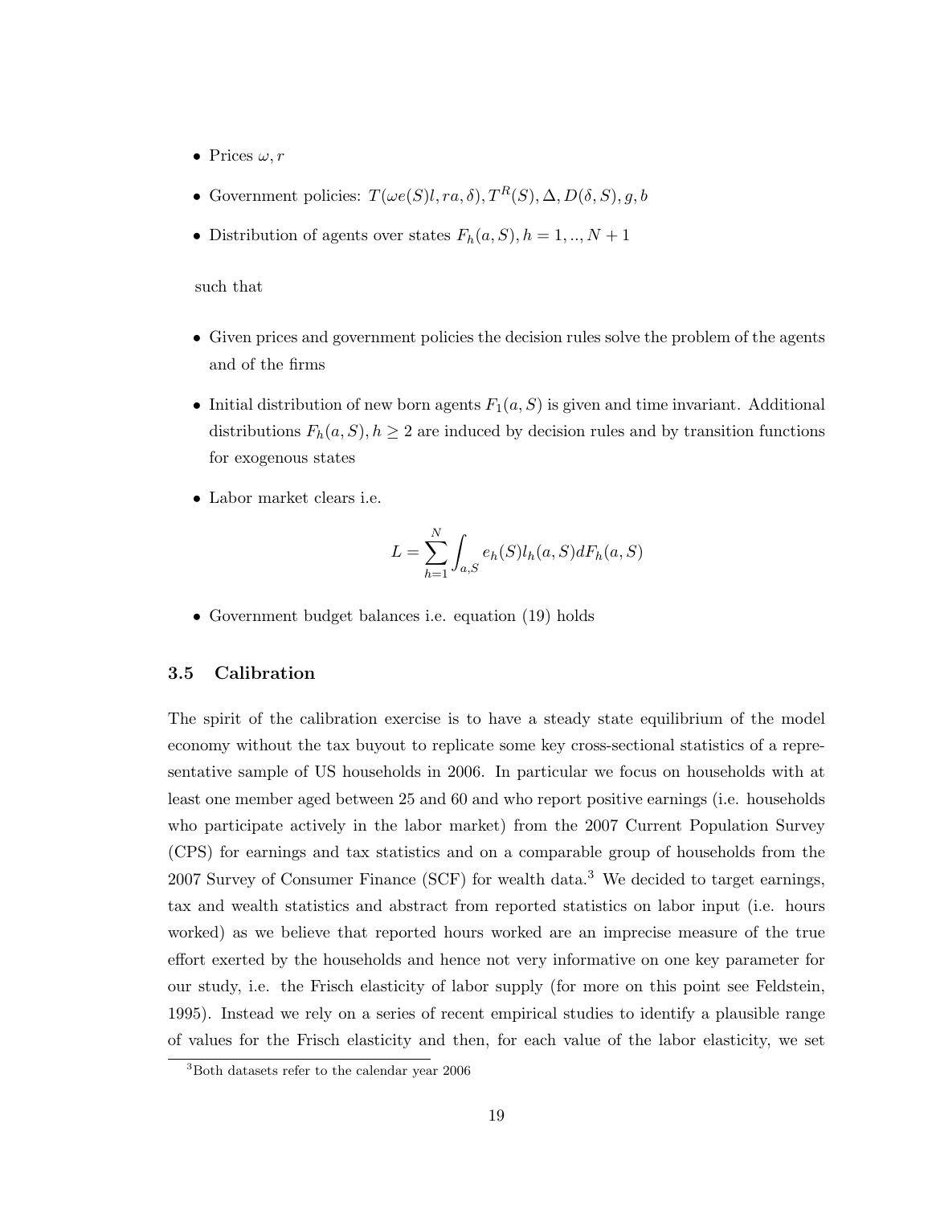- Prices $\omega, r$
- Government policies: $T(\omega e(S)l, ra, \delta), T^R(S), \Delta, D(\delta, S), g, b$
- Distribution of agents over states $F_h(a, S), h = 1, .., N+1$

such that

- Given prices and government policies the decision rules solve the problem of the agents and of the firms
- Initial distribution of new born agents $F_1(a, S)$ is given and time invariant. Additional distributions $F_h(a, S), h \geq 2$ are induced by decision rules and by transition functions for exogenous states
- Labor market clears i.e.

$$L = \sum_{h=1}^{N} \int_{a,S} e_h(S) l_h(a, S) dF_h(a, S)$$

- Government budget balances i.e. equation (19) holds

### 3.5 Calibration

The spirit of the calibration exercise is to have a steady state equilibrium of the model economy without the tax buyout to replicate some key cross-sectional statistics of a representative sample of US households in 2006. In particular we focus on households with at least one member aged between 25 and 60 and who report positive earnings (i.e. households who participate actively in the labor market) from the 2007 Current Population Survey (CPS) for earnings and tax statistics and on a comparable group of households from the 2007 Survey of Consumer Finance (SCF) for wealth data.[3] We decided to target earnings, tax and wealth statistics and abstract from reported statistics on labor input (i.e. hours worked) as we believe that reported hours worked are an imprecise measure of the true effort exerted by the households and hence not very informative on one key parameter for our study, i.e. the Frisch elasticity of labor supply (for more on this point see Feldstein, 1995). Instead we rely on a series of recent empirical studies to identify a plausible range of values for the Frisch elasticity and then, for each value of the labor elasticity, we set

[3] Both datasets refer to the calendar year 2006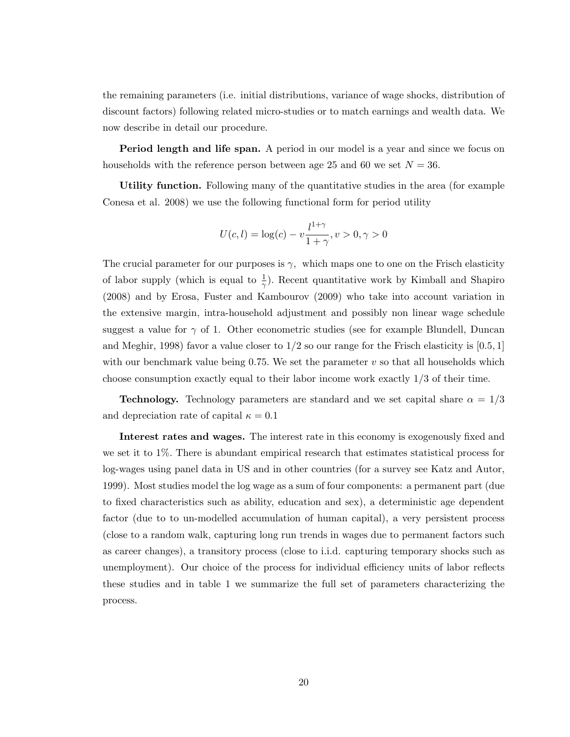the remaining parameters (i.e. initial distributions, variance of wage shocks, distribution of discount factors) following related micro-studies or to match earnings and wealth data. We now describe in detail our procedure.

**Period length and life span.** A period in our model is a year and since we focus on households with the reference person between age 25 and 60 we set $N = 36$.

**Utility function.** Following many of the quantitative studies in the area (for example Conesa et al. 2008) we use the following functional form for period utility

$$U(c, l) = \log(c) - v\frac{l^{1+\gamma}}{1+\gamma}, v > 0, \gamma > 0$$

The crucial parameter for our purposes is $\gamma$, which maps one to one on the Frisch elasticity of labor supply (which is equal to $\frac{1}{\gamma}$). Recent quantitative work by Kimball and Shapiro (2008) and by Erosa, Fuster and Kambourov (2009) who take into account variation in the extensive margin, intra-household adjustment and possibly non linear wage schedule suggest a value for $\gamma$ of 1. Other econometric studies (see for example Blundell, Duncan and Meghir, 1998) favor a value closer to 1/2 so our range for the Frisch elasticity is $[0.5, 1]$ with our benchmark value being 0.75. We set the parameter $v$ so that all households which choose consumption exactly equal to their labor income work exactly 1/3 of their time.

**Technology.** Technology parameters are standard and we set capital share $\alpha = 1/3$ and depreciation rate of capital $\kappa = 0.1$

**Interest rates and wages.** The interest rate in this economy is exogenously fixed and we set it to 1%. There is abundant empirical research that estimates statistical process for log-wages using panel data in US and in other countries (for a survey see Katz and Autor, 1999). Most studies model the log wage as a sum of four components: a permanent part (due to fixed characteristics such as ability, education and sex), a deterministic age dependent factor (due to to un-modelled accumulation of human capital), a very persistent process (close to a random walk, capturing long run trends in wages due to permanent factors such as career changes), a transitory process (close to i.i.d. capturing temporary shocks such as unemployment). Our choice of the process for individual efficiency units of labor reflects these studies and in table 1 we summarize the full set of parameters characterizing the process.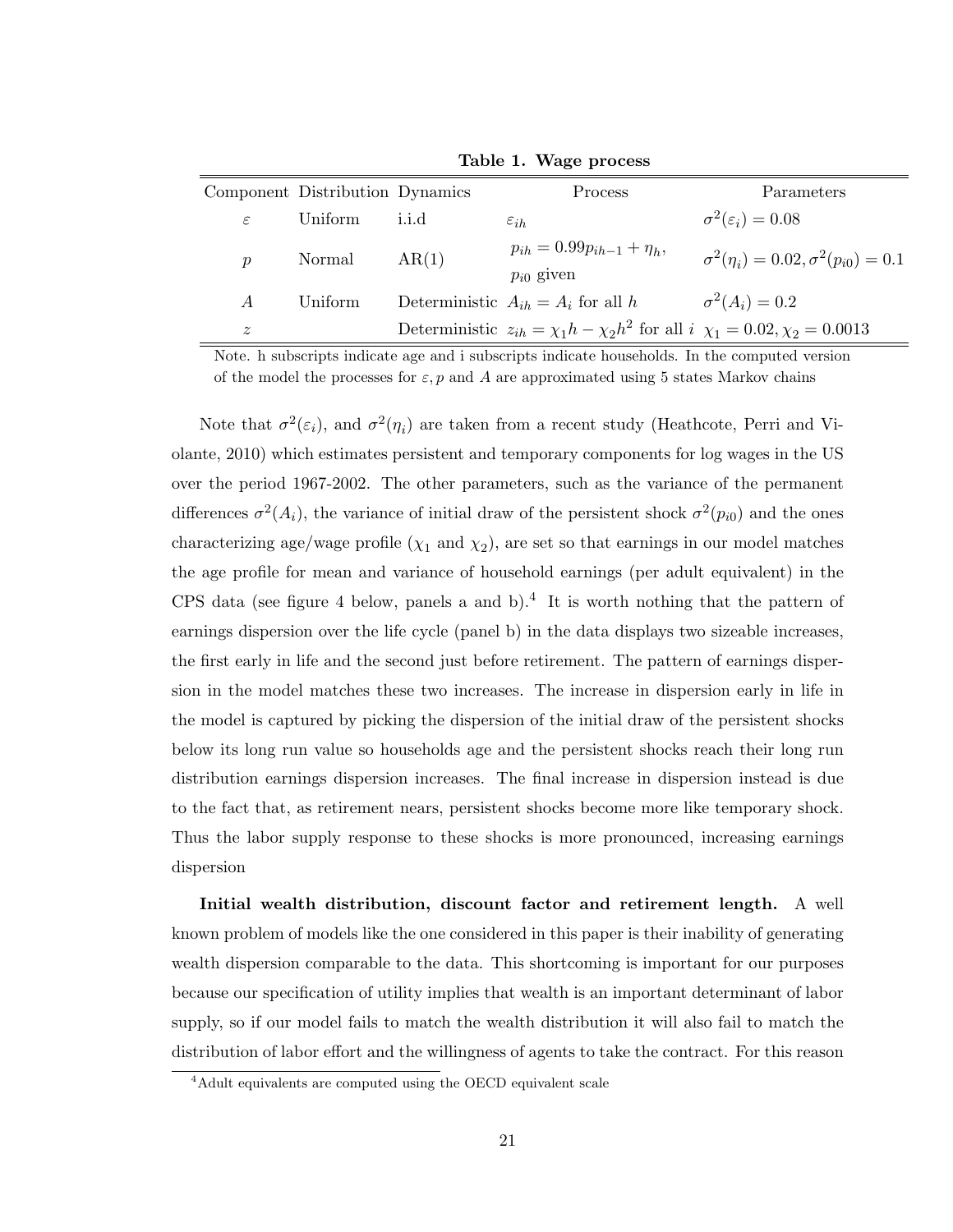**Table 1. Wage process**

| Component | Distribution | Dynamics | Process | Parameters |
|---|---|---|---|---|
| $\varepsilon$ | Uniform | i.i.d | $\varepsilon_{ih}$ | $\sigma^2(\varepsilon_i) = 0.08$ |
| $p$ | Normal | AR(1) | $p_{ih} = 0.99p_{ih-1} + \eta_h$, $p_{i0}$ given | $\sigma^2(\eta_i) = 0.02, \sigma^2(p_{i0}) = 0.1$ |
| $A$ | Uniform | Deterministic | $A_{ih} = A_i$ for all $h$ | $\sigma^2(A_i) = 0.2$ |
| $z$ | | Deterministic | $z_{ih} = \chi_1 h - \chi_2 h^2$ for all $i$ | $\chi_1 = 0.02, \chi_2 = 0.0013$ |

Note. h subscripts indicate age and i subscripts indicate households. In the computed version of the model the processes for $\varepsilon, p$ and $A$ are approximated using 5 states Markov chains

Note that $\sigma^2(\varepsilon_i)$, and $\sigma^2(\eta_i)$ are taken from a recent study (Heathcote, Perri and Violante, 2010) which estimates persistent and temporary components for log wages in the US over the period 1967-2002. The other parameters, such as the variance of the permanent differences $\sigma^2(A_i)$, the variance of initial draw of the persistent shock $\sigma^2(p_{i0})$ and the ones characterizing age/wage profile ($\chi_1$ and $\chi_2$), are set so that earnings in our model matches the age profile for mean and variance of household earnings (per adult equivalent) in the CPS data (see figure 4 below, panels a and b).[4] It is worth nothing that the pattern of earnings dispersion over the life cycle (panel b) in the data displays two sizeable increases, the first early in life and the second just before retirement. The pattern of earnings dispersion in the model matches these two increases. The increase in dispersion early in life in the model is captured by picking the dispersion of the initial draw of the persistent shocks below its long run value so households age and the persistent shocks reach their long run distribution earnings dispersion increases. The final increase in dispersion instead is due to the fact that, as retirement nears, persistent shocks become more like temporary shock. Thus the labor supply response to these shocks is more pronounced, increasing earnings dispersion

**Initial wealth distribution, discount factor and retirement length.** A well known problem of models like the one considered in this paper is their inability of generating wealth dispersion comparable to the data. This shortcoming is important for our purposes because our specification of utility implies that wealth is an important determinant of labor supply, so if our model fails to match the wealth distribution it will also fail to match the distribution of labor effort and the willingness of agents to take the contract. For this reason

[4] Adult equivalents are computed using the OECD equivalent scale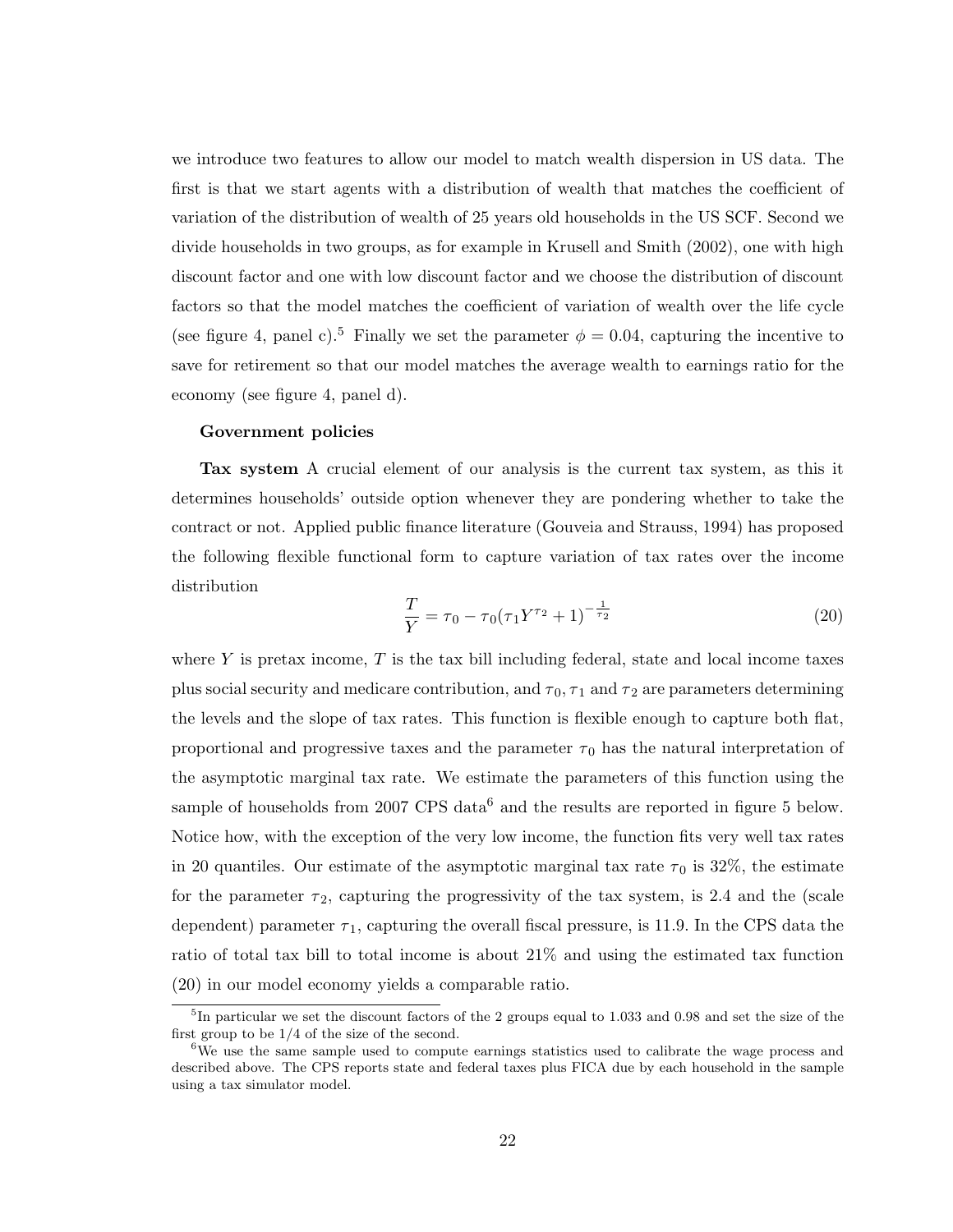we introduce two features to allow our model to match wealth dispersion in US data. The first is that we start agents with a distribution of wealth that matches the coefficient of variation of the distribution of wealth of 25 years old households in the US SCF. Second we divide households in two groups, as for example in Krusell and Smith (2002), one with high discount factor and one with low discount factor and we choose the distribution of discount factors so that the model matches the coefficient of variation of wealth over the life cycle (see figure 4, panel c).[5] Finally we set the parameter $\phi = 0.04$, capturing the incentive to save for retirement so that our model matches the average wealth to earnings ratio for the economy (see figure 4, panel d).

**Government policies**

**Tax system** A crucial element of our analysis is the current tax system, as this it determines households' outside option whenever they are pondering whether to take the contract or not. Applied public finance literature (Gouveia and Strauss, 1994) has proposed the following flexible functional form to capture variation of tax rates over the income distribution

$$\frac{T}{Y} = \tau_0 - \tau_0(\tau_1 Y^{\tau_2} + 1)^{-\frac{1}{\tau_2}} \tag{20}$$

where $Y$ is pretax income, $T$ is the tax bill including federal, state and local income taxes plus social security and medicare contribution, and $\tau_0, \tau_1$ and $\tau_2$ are parameters determining the levels and the slope of tax rates. This function is flexible enough to capture both flat, proportional and progressive taxes and the parameter $\tau_0$ has the natural interpretation of the asymptotic marginal tax rate. We estimate the parameters of this function using the sample of households from 2007 CPS data[6] and the results are reported in figure 5 below. Notice how, with the exception of the very low income, the function fits very well tax rates in 20 quantiles. Our estimate of the asymptotic marginal tax rate $\tau_0$ is 32%, the estimate for the parameter $\tau_2$, capturing the progressivity of the tax system, is 2.4 and the (scale dependent) parameter $\tau_1$, capturing the overall fiscal pressure, is 11.9. In the CPS data the ratio of total tax bill to total income is about 21% and using the estimated tax function (20) in our model economy yields a comparable ratio.

---

[5] In particular we set the discount factors of the 2 groups equal to 1.033 and 0.98 and set the size of the first group to be 1/4 of the size of the second.

[6] We use the same sample used to compute earnings statistics used to calibrate the wage process and described above. The CPS reports state and federal taxes plus FICA due by each household in the sample using a tax simulator model.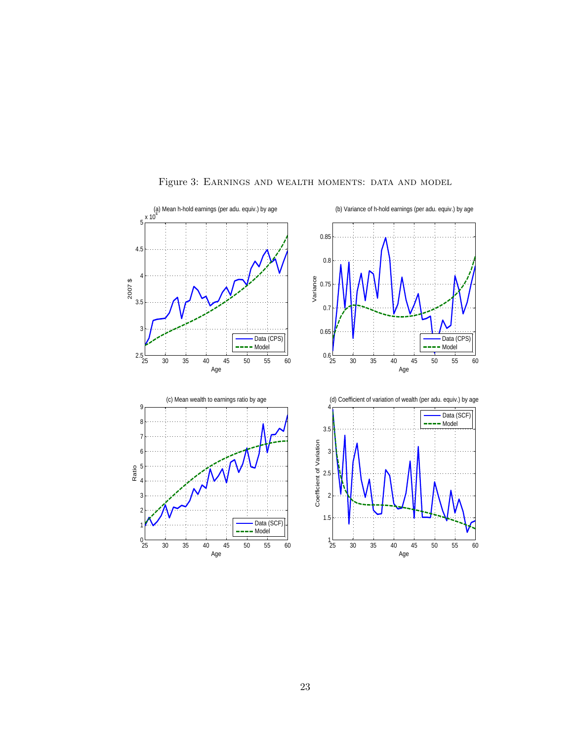Figure 3: Earnings and wealth moments: data and model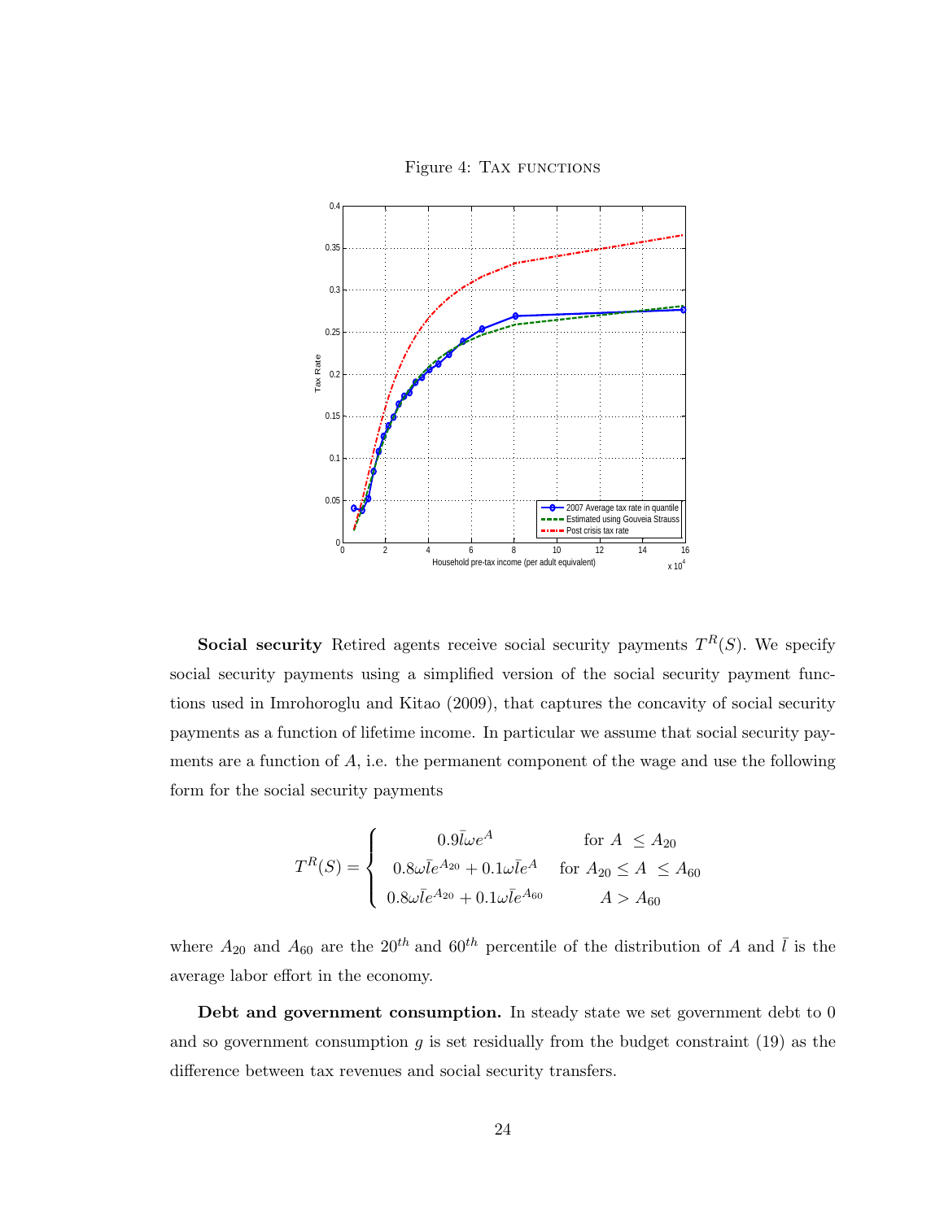Figure 4: Tax functions

**Social security** Retired agents receive social security payments $T^R(S)$. We specify social security payments using a simplified version of the social security payment functions used in Imrohoroglu and Kitao (2009), that captures the concavity of social security payments as a function of lifetime income. In particular we assume that social security payments are a function of $A$, i.e. the permanent component of the wage and use the following form for the social security payments

$$
T^R(S) = \begin{cases} 0.9\bar{l}\omega e^{A} & \text{for } A \leq A_{20} \\ 0.8\omega\bar{l}e^{A_{20}} + 0.1\omega\bar{l}e^{A} & \text{for } A_{20} \leq A \leq A_{60} \\ 0.8\omega\bar{l}e^{A_{20}} + 0.1\omega\bar{l}e^{A_{60}} & A > A_{60} \end{cases}
$$

where $A_{20}$ and $A_{60}$ are the $20^{th}$ and $60^{th}$ percentile of the distribution of $A$ and $\bar{l}$ is the average labor effort in the economy.

**Debt and government consumption.** In steady state we set government debt to 0 and so government consumption $g$ is set residually from the budget constraint (19) as the difference between tax revenues and social security transfers.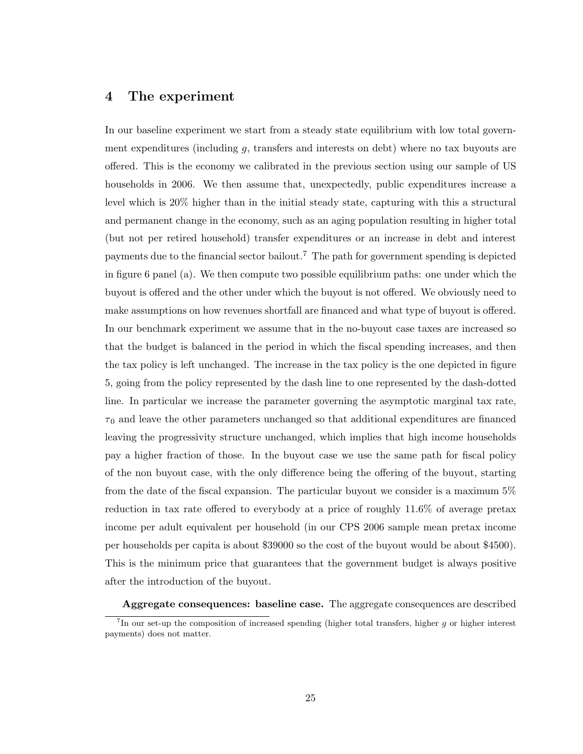## 4 The experiment

In our baseline experiment we start from a steady state equilibrium with low total government expenditures (including $g$, transfers and interests on debt) where no tax buyouts are offered. This is the economy we calibrated in the previous section using our sample of US households in 2006. We then assume that, unexpectedly, public expenditures increase a level which is 20% higher than in the initial steady state, capturing with this a structural and permanent change in the economy, such as an aging population resulting in higher total (but not per retired household) transfer expenditures or an increase in debt and interest payments due to the financial sector bailout.[7] The path for government spending is depicted in figure 6 panel (a). We then compute two possible equilibrium paths: one under which the buyout is offered and the other under which the buyout is not offered. We obviously need to make assumptions on how revenues shortfall are financed and what type of buyout is offered. In our benchmark experiment we assume that in the no-buyout case taxes are increased so that the budget is balanced in the period in which the fiscal spending increases, and then the tax policy is left unchanged. The increase in the tax policy is the one depicted in figure 5, going from the policy represented by the dash line to one represented by the dash-dotted line. In particular we increase the parameter governing the asymptotic marginal tax rate, $\tau_0$ and leave the other parameters unchanged so that additional expenditures are financed leaving the progressivity structure unchanged, which implies that high income households pay a higher fraction of those. In the buyout case we use the same path for fiscal policy of the non buyout case, with the only difference being the offering of the buyout, starting from the date of the fiscal expansion. The particular buyout we consider is a maximum 5% reduction in tax rate offered to everybody at a price of roughly 11.6% of average pretax income per adult equivalent per household (in our CPS 2006 sample mean pretax income per households per capita is about \$39000 so the cost of the buyout would be about \$4500). This is the minimum price that guarantees that the government budget is always positive after the introduction of the buyout.

**Aggregate consequences: baseline case.** The aggregate consequences are described

[7] In our set-up the composition of increased spending (higher total transfers, higher $g$ or higher interest payments) does not matter.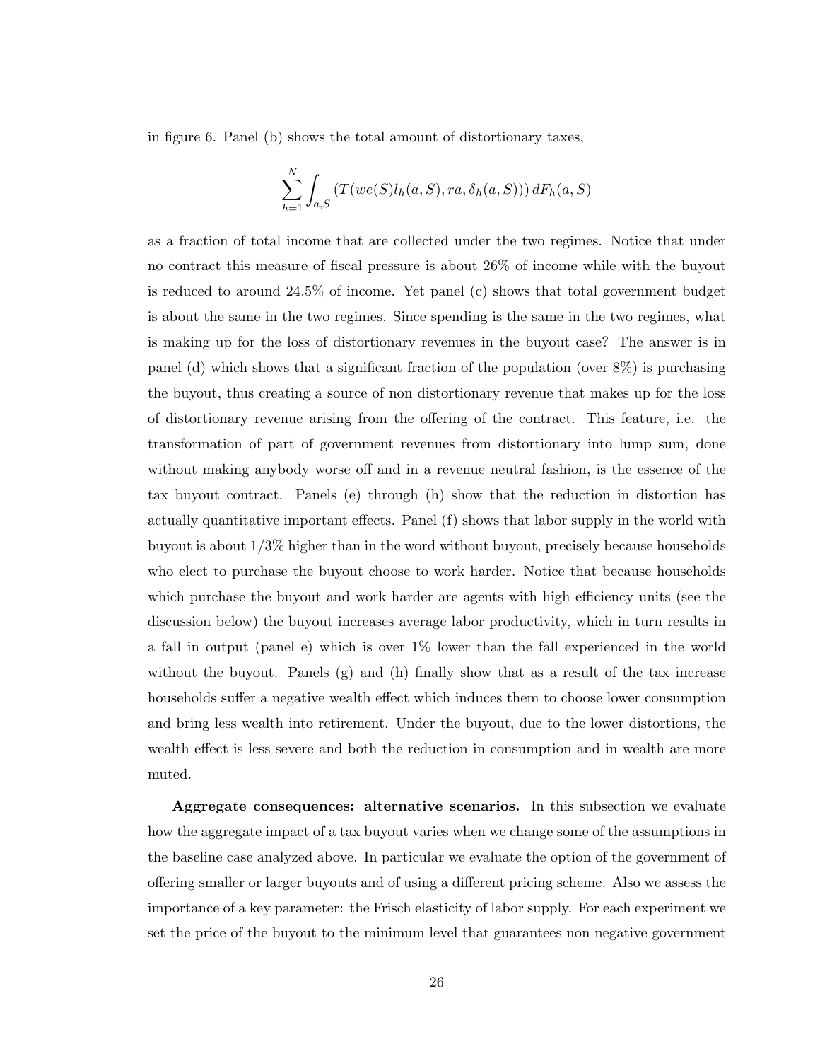in figure 6. Panel (b) shows the total amount of distortionary taxes,

$$\sum_{h=1}^{N} \int_{a,S} \left( T(we(S)l_h(a,S), ra, \delta_h(a,S)) \right) dF_h(a,S)$$

as a fraction of total income that are collected under the two regimes. Notice that under no contract this measure of fiscal pressure is about 26% of income while with the buyout is reduced to around 24.5% of income. Yet panel (c) shows that total government budget is about the same in the two regimes. Since spending is the same in the two regimes, what is making up for the loss of distortionary revenues in the buyout case? The answer is in panel (d) which shows that a significant fraction of the population (over 8%) is purchasing the buyout, thus creating a source of non distortionary revenue that makes up for the loss of distortionary revenue arising from the offering of the contract. This feature, i.e. the transformation of part of government revenues from distortionary into lump sum, done without making anybody worse off and in a revenue neutral fashion, is the essence of the tax buyout contract. Panels (e) through (h) show that the reduction in distortion has actually quantitative important effects. Panel (f) shows that labor supply in the world with buyout is about 1/3% higher than in the word without buyout, precisely because households who elect to purchase the buyout choose to work harder. Notice that because households which purchase the buyout and work harder are agents with high efficiency units (see the discussion below) the buyout increases average labor productivity, which in turn results in a fall in output (panel e) which is over 1% lower than the fall experienced in the world without the buyout. Panels (g) and (h) finally show that as a result of the tax increase households suffer a negative wealth effect which induces them to choose lower consumption and bring less wealth into retirement. Under the buyout, due to the lower distortions, the wealth effect is less severe and both the reduction in consumption and in wealth are more muted.

**Aggregate consequences: alternative scenarios.** In this subsection we evaluate how the aggregate impact of a tax buyout varies when we change some of the assumptions in the baseline case analyzed above. In particular we evaluate the option of the government of offering smaller or larger buyouts and of using a different pricing scheme. Also we assess the importance of a key parameter: the Frisch elasticity of labor supply. For each experiment we set the price of the buyout to the minimum level that guarantees non negative government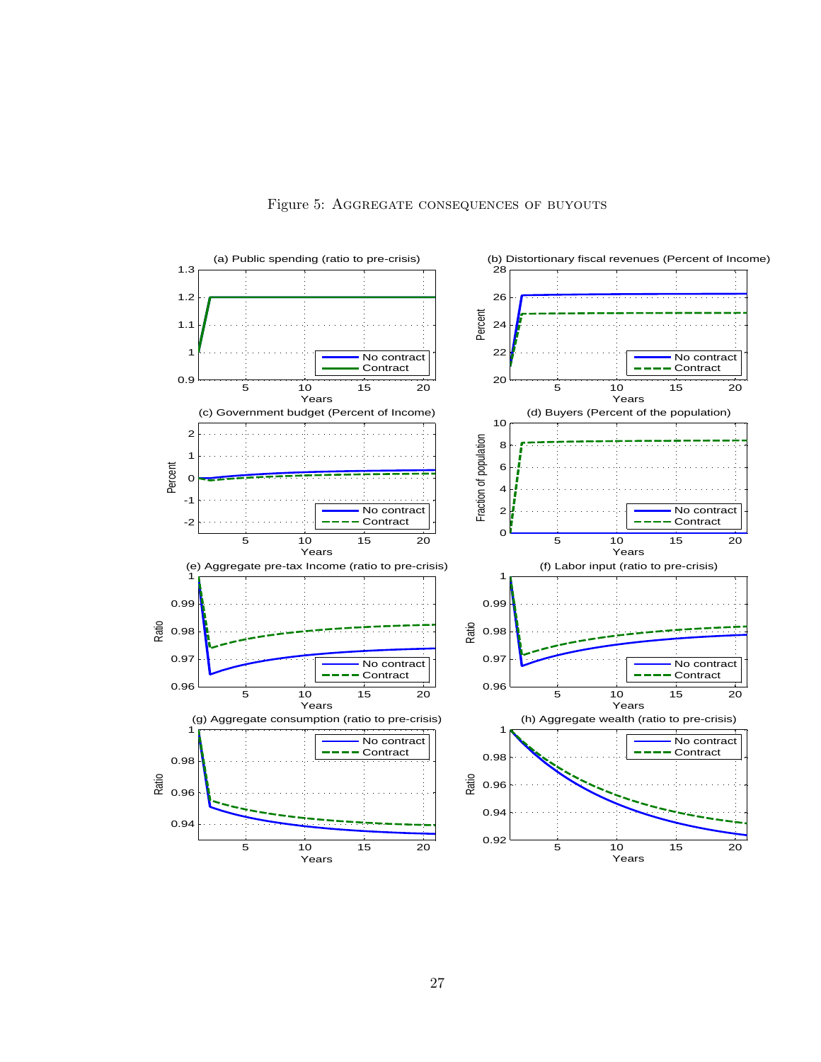Figure 5: Aggregate consequences of buyouts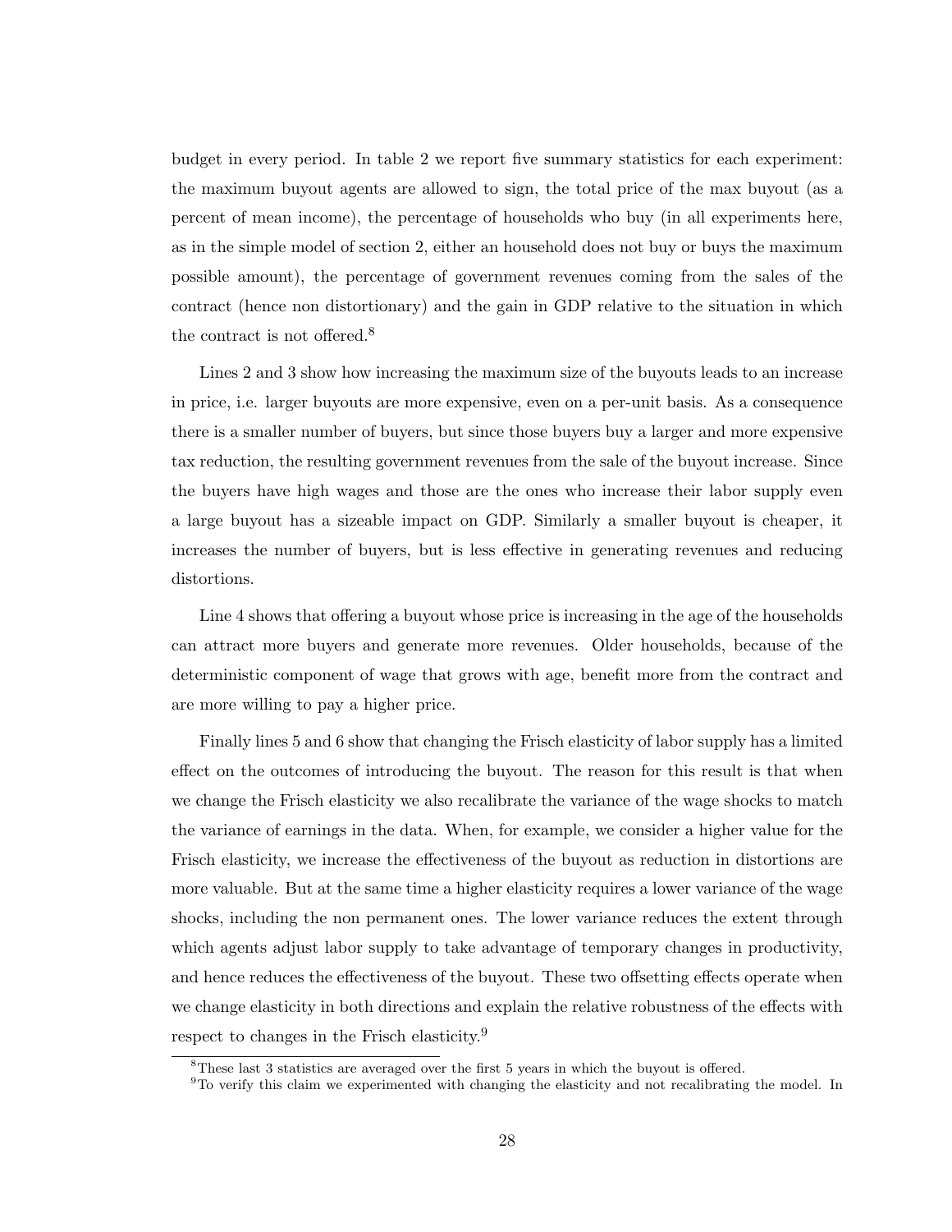budget in every period. In table 2 we report five summary statistics for each experiment: the maximum buyout agents are allowed to sign, the total price of the max buyout (as a percent of mean income), the percentage of households who buy (in all experiments here, as in the simple model of section 2, either an household does not buy or buys the maximum possible amount), the percentage of government revenues coming from the sales of the contract (hence non distortionary) and the gain in GDP relative to the situation in which the contract is not offered.[8]

Lines 2 and 3 show how increasing the maximum size of the buyouts leads to an increase in price, i.e. larger buyouts are more expensive, even on a per-unit basis. As a consequence there is a smaller number of buyers, but since those buyers buy a larger and more expensive tax reduction, the resulting government revenues from the sale of the buyout increase. Since the buyers have high wages and those are the ones who increase their labor supply even a large buyout has a sizeable impact on GDP. Similarly a smaller buyout is cheaper, it increases the number of buyers, but is less effective in generating revenues and reducing distortions.

Line 4 shows that offering a buyout whose price is increasing in the age of the households can attract more buyers and generate more revenues. Older households, because of the deterministic component of wage that grows with age, benefit more from the contract and are more willing to pay a higher price.

Finally lines 5 and 6 show that changing the Frisch elasticity of labor supply has a limited effect on the outcomes of introducing the buyout. The reason for this result is that when we change the Frisch elasticity we also recalibrate the variance of the wage shocks to match the variance of earnings in the data. When, for example, we consider a higher value for the Frisch elasticity, we increase the effectiveness of the buyout as reduction in distortions are more valuable. But at the same time a higher elasticity requires a lower variance of the wage shocks, including the non permanent ones. The lower variance reduces the extent through which agents adjust labor supply to take advantage of temporary changes in productivity, and hence reduces the effectiveness of the buyout. These two offsetting effects operate when we change elasticity in both directions and explain the relative robustness of the effects with respect to changes in the Frisch elasticity.[9]

[8] These last 3 statistics are averaged over the first 5 years in which the buyout is offered.

[9] To verify this claim we experimented with changing the elasticity and not recalibrating the model. In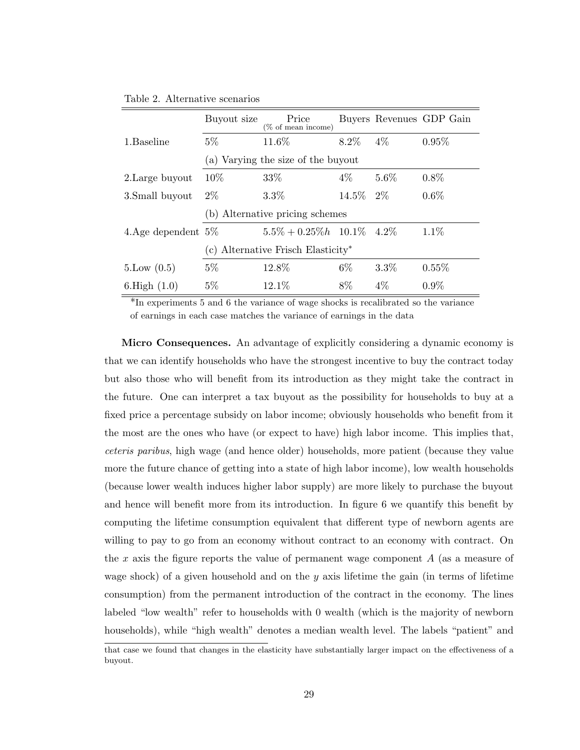Table 2. Alternative scenarios

| | Buyout size | Price (% of mean income) | Buyers | Revenues | GDP Gain |
|---|---|---|---|---|---|
| 1.Baseline | 5% | 11.6% | 8.2% | 4% | 0.95% |
| | (a) Varying the size of the buyout | | | | |
| 2.Large buyout | 10% | 33% | 4% | 5.6% | 0.8% |
| 3.Small buyout | 2% | 3.3% | 14.5% | 2% | 0.6% |
| | (b) Alternative pricing schemes | | | | |
| 4.Age dependent | 5% | $5.5\% + 0.25\%h$ | 10.1% | 4.2% | 1.1% |
| | (c) Alternative Frisch Elasticity* | | | | |
| 5.Low (0.5) | 5% | 12.8% | 6% | 3.3% | 0.55% |
| 6.High (1.0) | 5% | 12.1% | 8% | 4% | 0.9% |

*In experiments 5 and 6 the variance of wage shocks is recalibrated so the variance of earnings in each case matches the variance of earnings in the data

**Micro Consequences.** An advantage of explicitly considering a dynamic economy is that we can identify households who have the strongest incentive to buy the contract today but also those who will benefit from its introduction as they might take the contract in the future. One can interpret a tax buyout as the possibility for households to buy at a fixed price a percentage subsidy on labor income; obviously households who benefit from it the most are the ones who have (or expect to have) high labor income. This implies that, *ceteris paribus*, high wage (and hence older) households, more patient (because they value more the future chance of getting into a state of high labor income), low wealth households (because lower wealth induces higher labor supply) are more likely to purchase the buyout and hence will benefit more from its introduction. In figure 6 we quantify this benefit by computing the lifetime consumption equivalent that different type of newborn agents are willing to pay to go from an economy without contract to an economy with contract. On the $x$ axis the figure reports the value of permanent wage component $A$ (as a measure of wage shock) of a given household and on the $y$ axis lifetime the gain (in terms of lifetime consumption) from the permanent introduction of the contract in the economy. The lines labeled "low wealth" refer to households with 0 wealth (which is the majority of newborn households), while "high wealth" denotes a median wealth level. The labels "patient" and

that case we found that changes in the elasticity have substantially larger impact on the effectiveness of a buyout.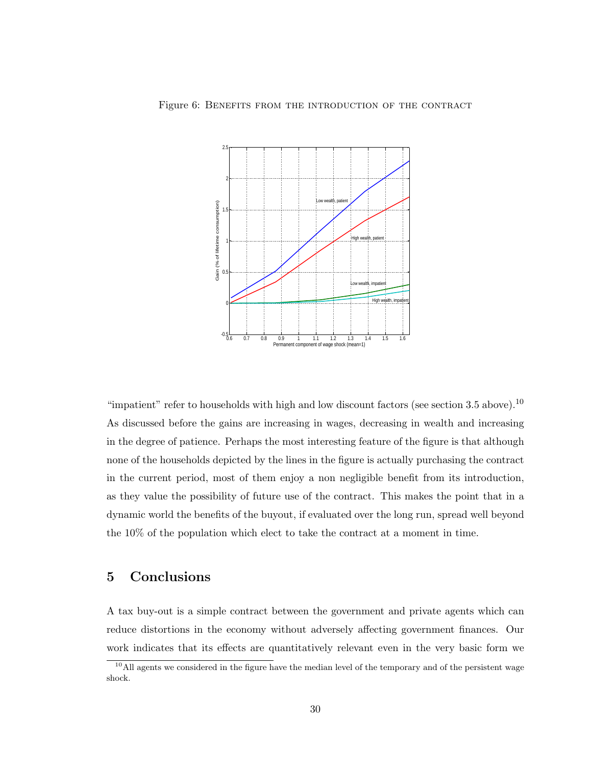Figure 6: Benefits from the introduction of the contract

"impatient" refer to households with high and low discount factors (see section 3.5 above).[10] As discussed before the gains are increasing in wages, decreasing in wealth and increasing in the degree of patience. Perhaps the most interesting feature of the figure is that although none of the households depicted by the lines in the figure is actually purchasing the contract in the current period, most of them enjoy a non negligible benefit from its introduction, as they value the possibility of future use of the contract. This makes the point that in a dynamic world the benefits of the buyout, if evaluated over the long run, spread well beyond the 10% of the population which elect to take the contract at a moment in time.

# 5 Conclusions

A tax buy-out is a simple contract between the government and private agents which can reduce distortions in the economy without adversely affecting government finances. Our work indicates that its effects are quantitatively relevant even in the very basic form we

[10] All agents we considered in the figure have the median level of the temporary and of the persistent wage shock.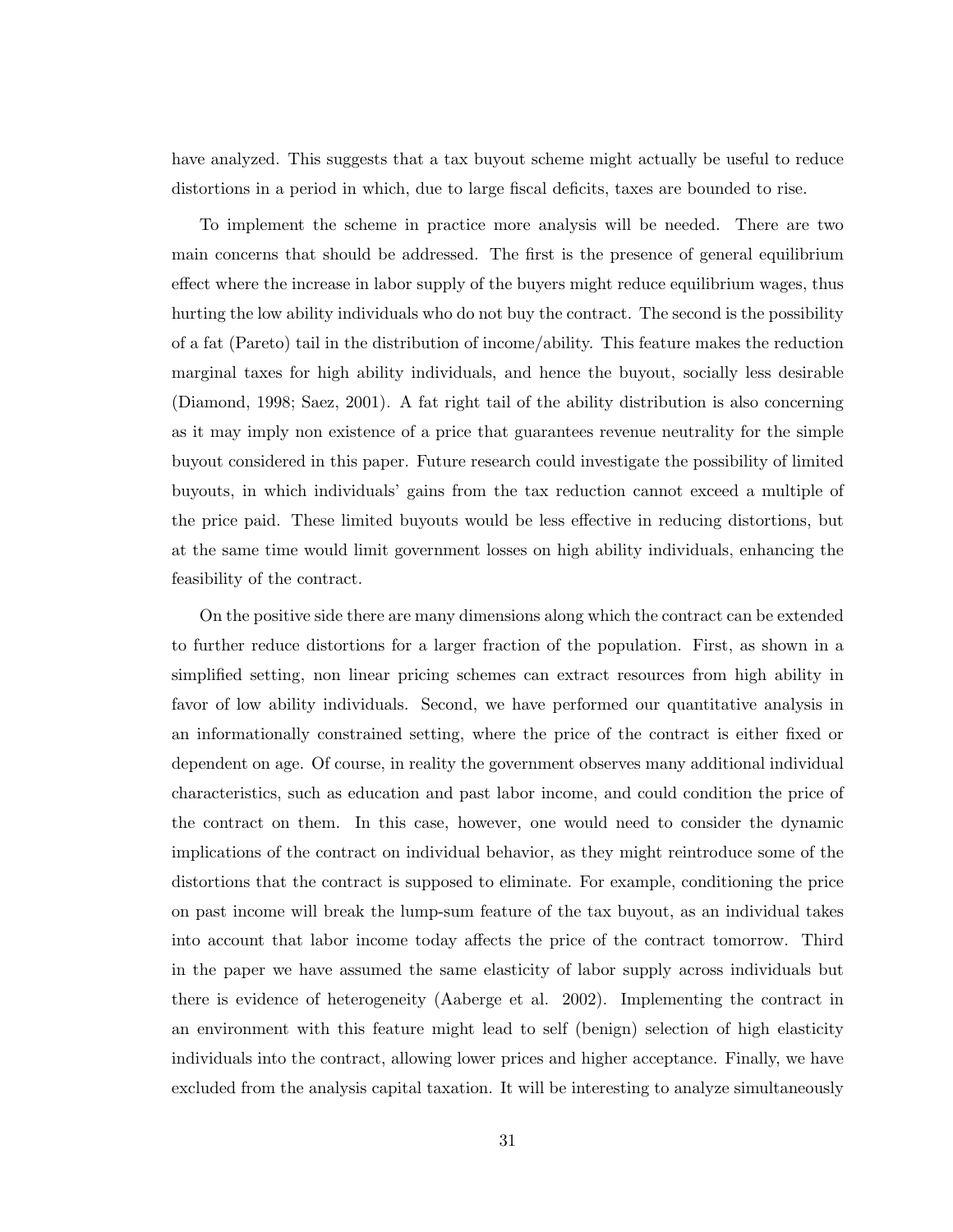have analyzed. This suggests that a tax buyout scheme might actually be useful to reduce distortions in a period in which, due to large fiscal deficits, taxes are bounded to rise.

To implement the scheme in practice more analysis will be needed. There are two main concerns that should be addressed. The first is the presence of general equilibrium effect where the increase in labor supply of the buyers might reduce equilibrium wages, thus hurting the low ability individuals who do not buy the contract. The second is the possibility of a fat (Pareto) tail in the distribution of income/ability. This feature makes the reduction marginal taxes for high ability individuals, and hence the buyout, socially less desirable (Diamond, 1998; Saez, 2001). A fat right tail of the ability distribution is also concerning as it may imply non existence of a price that guarantees revenue neutrality for the simple buyout considered in this paper. Future research could investigate the possibility of limited buyouts, in which individuals' gains from the tax reduction cannot exceed a multiple of the price paid. These limited buyouts would be less effective in reducing distortions, but at the same time would limit government losses on high ability individuals, enhancing the feasibility of the contract.

On the positive side there are many dimensions along which the contract can be extended to further reduce distortions for a larger fraction of the population. First, as shown in a simplified setting, non linear pricing schemes can extract resources from high ability in favor of low ability individuals. Second, we have performed our quantitative analysis in an informationally constrained setting, where the price of the contract is either fixed or dependent on age. Of course, in reality the government observes many additional individual characteristics, such as education and past labor income, and could condition the price of the contract on them. In this case, however, one would need to consider the dynamic implications of the contract on individual behavior, as they might reintroduce some of the distortions that the contract is supposed to eliminate. For example, conditioning the price on past income will break the lump-sum feature of the tax buyout, as an individual takes into account that labor income today affects the price of the contract tomorrow. Third in the paper we have assumed the same elasticity of labor supply across individuals but there is evidence of heterogeneity (Aaberge et al. 2002). Implementing the contract in an environment with this feature might lead to self (benign) selection of high elasticity individuals into the contract, allowing lower prices and higher acceptance. Finally, we have excluded from the analysis capital taxation. It will be interesting to analyze simultaneously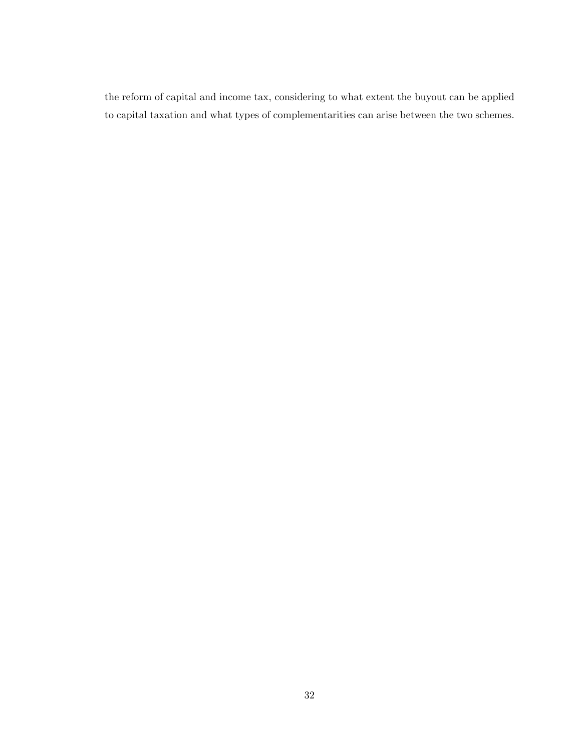the reform of capital and income tax, considering to what extent the buyout can be applied to capital taxation and what types of complementarities can arise between the two schemes.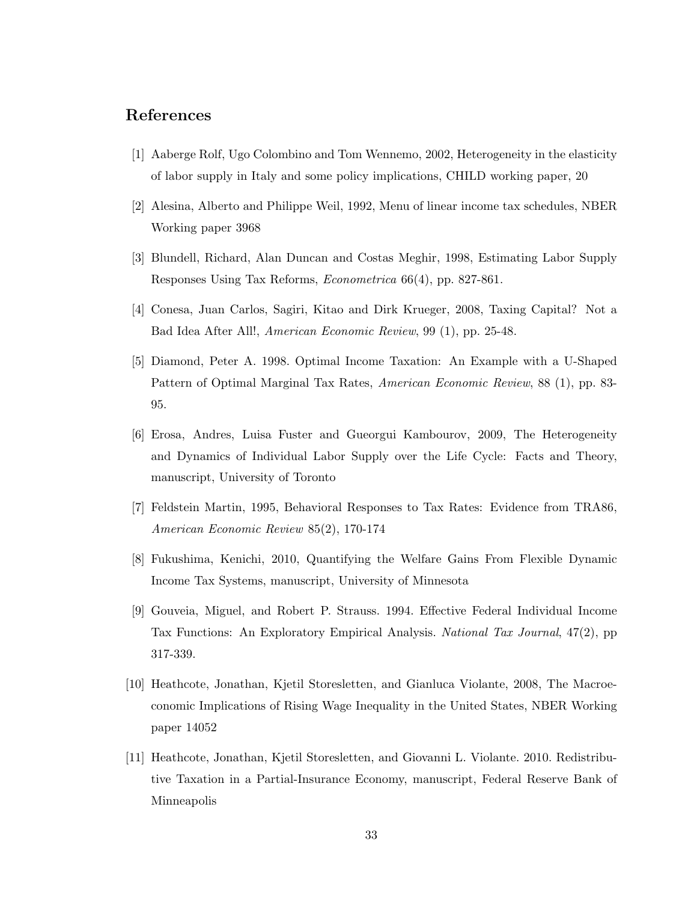## References

[1] Aaberge Rolf, Ugo Colombino and Tom Wennemo, 2002, Heterogeneity in the elasticity of labor supply in Italy and some policy implications, CHILD working paper, 20

[2] Alesina, Alberto and Philippe Weil, 1992, Menu of linear income tax schedules, NBER Working paper 3968

[3] Blundell, Richard, Alan Duncan and Costas Meghir, 1998, Estimating Labor Supply Responses Using Tax Reforms, *Econometrica* 66(4), pp. 827-861.

[4] Conesa, Juan Carlos, Sagiri, Kitao and Dirk Krueger, 2008, Taxing Capital? Not a Bad Idea After All!, *American Economic Review*, 99 (1), pp. 25-48.

[5] Diamond, Peter A. 1998. Optimal Income Taxation: An Example with a U-Shaped Pattern of Optimal Marginal Tax Rates, *American Economic Review*, 88 (1), pp. 83-95.

[6] Erosa, Andres, Luisa Fuster and Gueorgui Kambourov, 2009, The Heterogeneity and Dynamics of Individual Labor Supply over the Life Cycle: Facts and Theory, manuscript, University of Toronto

[7] Feldstein Martin, 1995, Behavioral Responses to Tax Rates: Evidence from TRA86, *American Economic Review* 85(2), 170-174

[8] Fukushima, Kenichi, 2010, Quantifying the Welfare Gains From Flexible Dynamic Income Tax Systems, manuscript, University of Minnesota

[9] Gouveia, Miguel, and Robert P. Strauss. 1994. Effective Federal Individual Income Tax Functions: An Exploratory Empirical Analysis. *National Tax Journal*, 47(2), pp 317-339.

[10] Heathcote, Jonathan, Kjetil Storesletten, and Gianluca Violante, 2008, The Macroeconomic Implications of Rising Wage Inequality in the United States, NBER Working paper 14052

[11] Heathcote, Jonathan, Kjetil Storesletten, and Giovanni L. Violante. 2010. Redistributive Taxation in a Partial-Insurance Economy, manuscript, Federal Reserve Bank of Minneapolis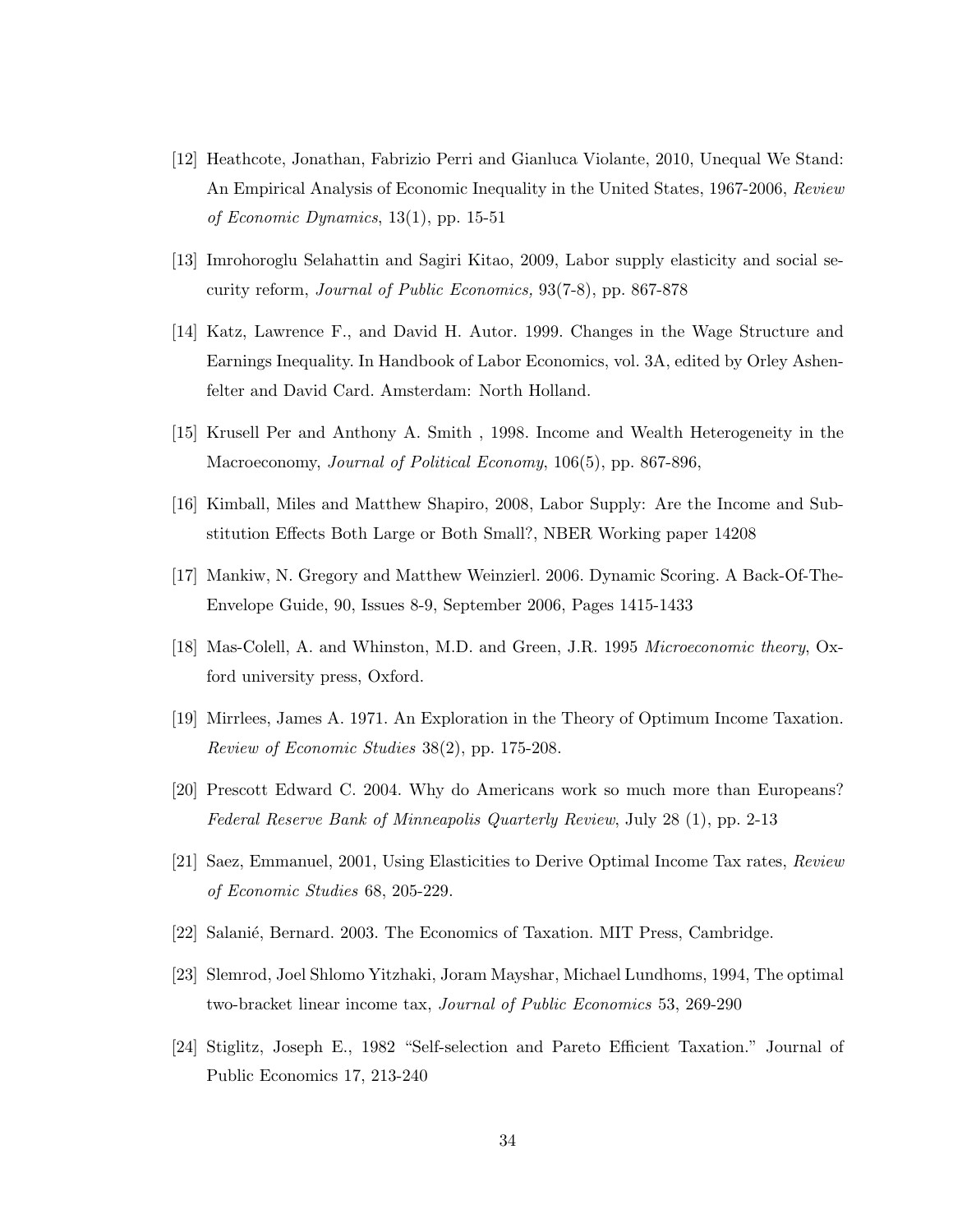[12] Heathcote, Jonathan, Fabrizio Perri and Gianluca Violante, 2010, Unequal We Stand: An Empirical Analysis of Economic Inequality in the United States, 1967-2006, *Review of Economic Dynamics*, 13(1), pp. 15-51

[13] Imrohoroglu Selahattin and Sagiri Kitao, 2009, Labor supply elasticity and social security reform, *Journal of Public Economics,* 93(7-8), pp. 867-878

[14] Katz, Lawrence F., and David H. Autor. 1999. Changes in the Wage Structure and Earnings Inequality. In Handbook of Labor Economics, vol. 3A, edited by Orley Ashenfelter and David Card. Amsterdam: North Holland.

[15] Krusell Per and Anthony A. Smith , 1998. Income and Wealth Heterogeneity in the Macroeconomy, *Journal of Political Economy*, 106(5), pp. 867-896,

[16] Kimball, Miles and Matthew Shapiro, 2008, Labor Supply: Are the Income and Substitution Effects Both Large or Both Small?, NBER Working paper 14208

[17] Mankiw, N. Gregory and Matthew Weinzierl. 2006. Dynamic Scoring. A Back-Of-The-Envelope Guide, 90, Issues 8-9, September 2006, Pages 1415-1433

[18] Mas-Colell, A. and Whinston, M.D. and Green, J.R. 1995 *Microeconomic theory*, Oxford university press, Oxford.

[19] Mirrlees, James A. 1971. An Exploration in the Theory of Optimum Income Taxation. *Review of Economic Studies* 38(2), pp. 175-208.

[20] Prescott Edward C. 2004. Why do Americans work so much more than Europeans? *Federal Reserve Bank of Minneapolis Quarterly Review*, July 28 (1), pp. 2-13

[21] Saez, Emmanuel, 2001, Using Elasticities to Derive Optimal Income Tax rates, *Review of Economic Studies* 68, 205-229.

[22] Salanié, Bernard. 2003. The Economics of Taxation. MIT Press, Cambridge.

[23] Slemrod, Joel Shlomo Yitzhaki, Joram Mayshar, Michael Lundhoms, 1994, The optimal two-bracket linear income tax, *Journal of Public Economics* 53, 269-290

[24] Stiglitz, Joseph E., 1982 "Self-selection and Pareto Efficient Taxation." Journal of Public Economics 17, 213-240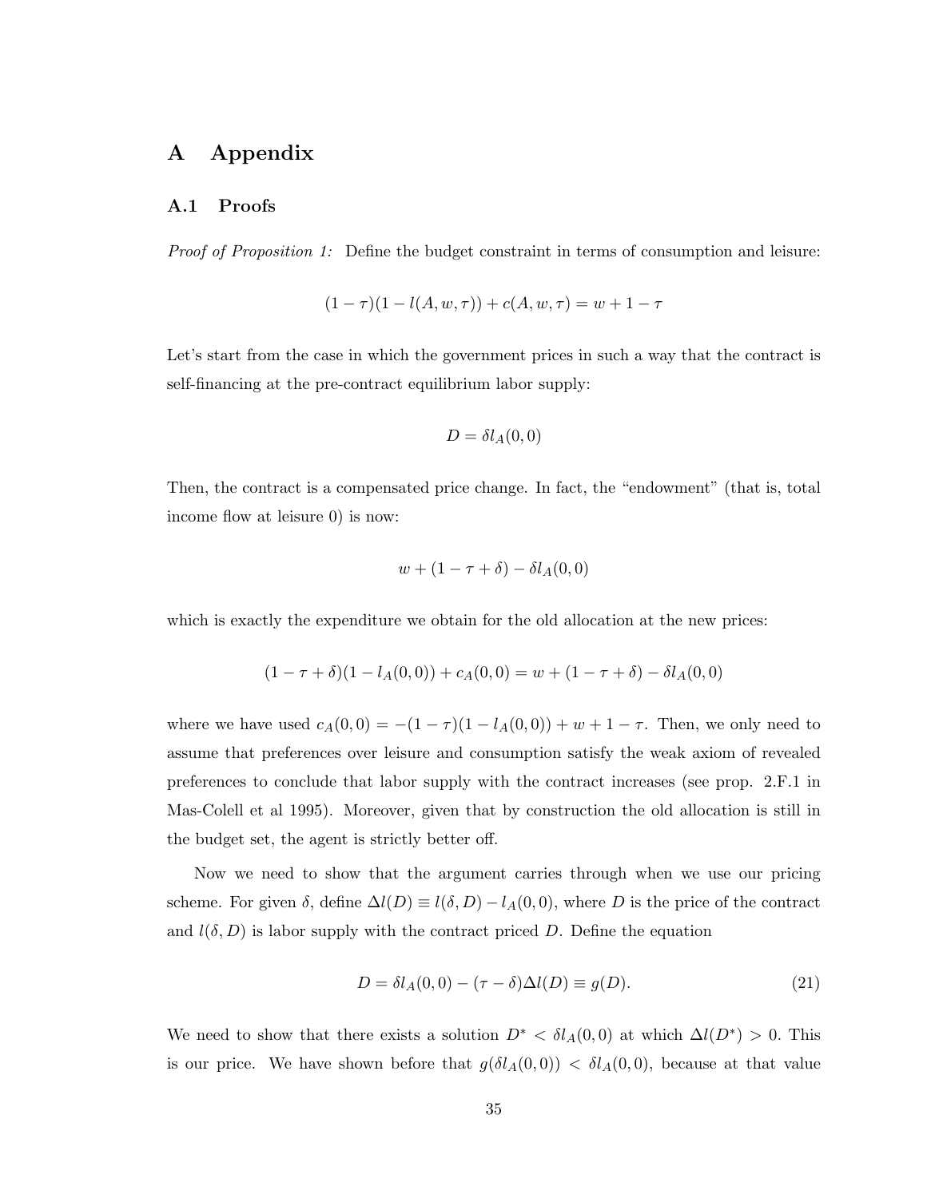# A Appendix

## A.1 Proofs

*Proof of Proposition 1:* Define the budget constraint in terms of consumption and leisure:

$$(1-\tau)(1-l(A,w,\tau)) + c(A,w,\tau) = w + 1 - \tau$$

Let's start from the case in which the government prices in such a way that the contract is self-financing at the pre-contract equilibrium labor supply:

$$D = \delta l_A(0,0)$$

Then, the contract is a compensated price change. In fact, the "endowment" (that is, total income flow at leisure 0) is now:

$$w + (1 - \tau + \delta) - \delta l_A(0,0)$$

which is exactly the expenditure we obtain for the old allocation at the new prices:

$$(1 - \tau + \delta)(1 - l_A(0,0)) + c_A(0,0) = w + (1 - \tau + \delta) - \delta l_A(0,0)$$

where we have used $c_A(0,0) = -(1-\tau)(1 - l_A(0,0)) + w + 1 - \tau$. Then, we only need to assume that preferences over leisure and consumption satisfy the weak axiom of revealed preferences to conclude that labor supply with the contract increases (see prop. 2.F.1 in Mas-Colell et al 1995). Moreover, given that by construction the old allocation is still in the budget set, the agent is strictly better off.

Now we need to show that the argument carries through when we use our pricing scheme. For given $\delta$, define $\Delta l(D) \equiv l(\delta, D) - l_A(0,0)$, where $D$ is the price of the contract and $l(\delta, D)$ is labor supply with the contract priced $D$. Define the equation

$$D = \delta l_A(0,0) - (\tau - \delta)\Delta l(D) \equiv g(D). \tag{21}$$

We need to show that there exists a solution $D^* < \delta l_A(0,0)$ at which $\Delta l(D^*) > 0$. This is our price. We have shown before that $g(\delta l_A(0,0)) < \delta l_A(0,0)$, because at that value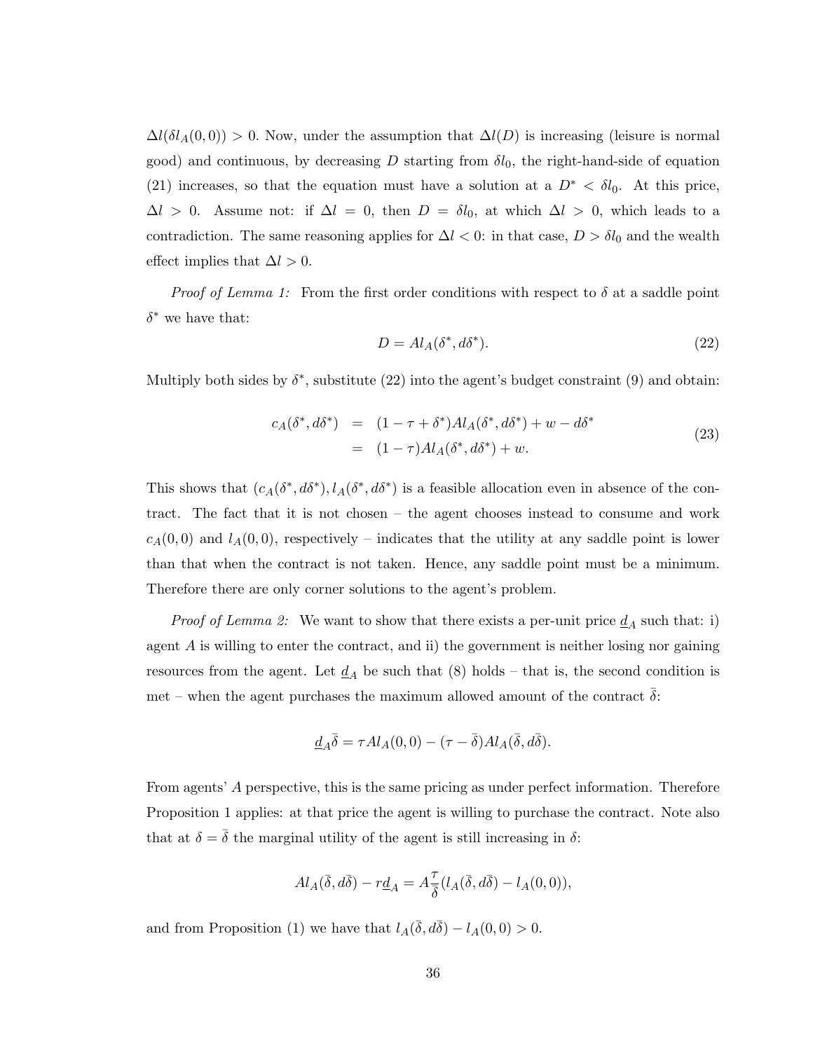$\Delta l(\delta l_A(0,0)) > 0$. Now, under the assumption that $\Delta l(D)$ is increasing (leisure is normal good) and continuous, by decreasing $D$ starting from $\delta l_0$, the right-hand-side of equation (21) increases, so that the equation must have a solution at a $D^* < \delta l_0$. At this price, $\Delta l > 0$. Assume not: if $\Delta l = 0$, then $D = \delta l_0$, at which $\Delta l > 0$, which leads to a contradiction. The same reasoning applies for $\Delta l < 0$: in that case, $D > \delta l_0$ and the wealth effect implies that $\Delta l > 0$.

*Proof of Lemma 1:* From the first order conditions with respect to $\delta$ at a saddle point $\delta^*$ we have that:

$$D = Al_A(\delta^*, d\delta^*). \tag{22}$$

Multiply both sides by $\delta^*$, substitute (22) into the agent's budget constraint (9) and obtain:

$$\begin{aligned} c_A(\delta^*, d\delta^*) &= (1 - \tau + \delta^*)Al_A(\delta^*, d\delta^*) + w - d\delta^* \\ &= (1 - \tau)Al_A(\delta^*, d\delta^*) + w. \end{aligned} \tag{23}$$

This shows that $(c_A(\delta^*, d\delta^*), l_A(\delta^*, d\delta^*)$ is a feasible allocation even in absence of the contract. The fact that it is not chosen – the agent chooses instead to consume and work $c_A(0,0)$ and $l_A(0,0)$, respectively – indicates that the utility at any saddle point is lower than that when the contract is not taken. Hence, any saddle point must be a minimum. Therefore there are only corner solutions to the agent's problem.

*Proof of Lemma 2:* We want to show that there exists a per-unit price $\underline{d}_A$ such that: i) agent $A$ is willing to enter the contract, and ii) the government is neither losing nor gaining resources from the agent. Let $\underline{d}_A$ be such that (8) holds – that is, the second condition is met – when the agent purchases the maximum allowed amount of the contract $\bar{\delta}$:

$$\underline{d}_A\bar{\delta} = \tau Al_A(0,0) - (\tau - \bar{\delta})Al_A(\bar{\delta}, d\bar{\delta}).$$

From agents' $A$ perspective, this is the same pricing as under perfect information. Therefore Proposition 1 applies: at that price the agent is willing to purchase the contract. Note also that at $\delta = \bar{\delta}$ the marginal utility of the agent is still increasing in $\delta$:

$$Al_A(\bar{\delta}, d\bar{\delta}) - r\underline{d}_A = A\frac{\tau}{\bar{\delta}}(l_A(\bar{\delta}, d\bar{\delta}) - l_A(0,0)),$$

and from Proposition (1) we have that $l_A(\bar{\delta}, d\bar{\delta}) - l_A(0,0) > 0$.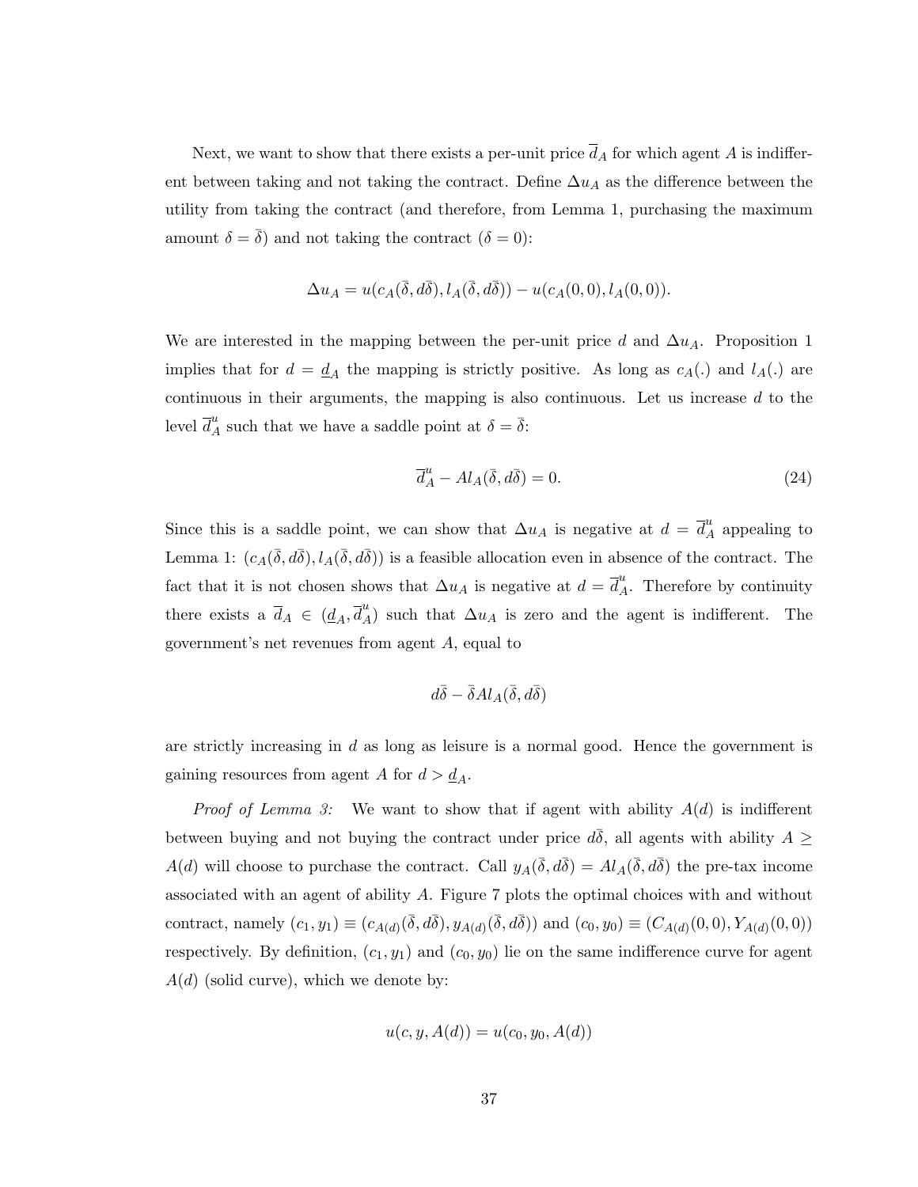Next, we want to show that there exists a per-unit price $\overline{d}_A$ for which agent $A$ is indifferent between taking and not taking the contract. Define $\Delta u_A$ as the difference between the utility from taking the contract (and therefore, from Lemma 1, purchasing the maximum amount $\delta = \bar{\delta}$) and not taking the contract ($\delta = 0$):

$$\Delta u_A = u(c_A(\bar{\delta}, d\bar{\delta}), l_A(\bar{\delta}, d\bar{\delta})) - u(c_A(0, 0), l_A(0, 0)).$$

We are interested in the mapping between the per-unit price $d$ and $\Delta u_A$. Proposition 1 implies that for $d = \underline{d}_A$ the mapping is strictly positive. As long as $c_A(.)$ and $l_A(.)$ are continuous in their arguments, the mapping is also continuous. Let us increase $d$ to the level $\overline{d}^u_A$ such that we have a saddle point at $\delta = \bar{\delta}$:

$$\overline{d}^u_A - Al_A(\bar{\delta}, d\bar{\delta}) = 0. \tag{24}$$

Since this is a saddle point, we can show that $\Delta u_A$ is negative at $d = \overline{d}^u_A$ appealing to Lemma 1: $(c_A(\bar{\delta}, d\bar{\delta}), l_A(\bar{\delta}, d\bar{\delta}))$ is a feasible allocation even in absence of the contract. The fact that it is not chosen shows that $\Delta u_A$ is negative at $d = \overline{d}^u_A$. Therefore by continuity there exists a $\overline{d}_A \in (\underline{d}_A, \overline{d}^u_A)$ such that $\Delta u_A$ is zero and the agent is indifferent. The government's net revenues from agent $A$, equal to

$$d\bar{\delta} - \bar{\delta}Al_A(\bar{\delta}, d\bar{\delta})$$

are strictly increasing in $d$ as long as leisure is a normal good. Hence the government is gaining resources from agent $A$ for $d > \underline{d}_A$.

*Proof of Lemma 3:* We want to show that if agent with ability $A(d)$ is indifferent between buying and not buying the contract under price $d\bar{\delta}$, all agents with ability $A \geq A(d)$ will choose to purchase the contract. Call $y_A(\bar{\delta}, d\bar{\delta}) = Al_A(\bar{\delta}, d\bar{\delta})$ the pre-tax income associated with an agent of ability $A$. Figure 7 plots the optimal choices with and without contract, namely $(c_1, y_1) \equiv (c_{A(d)}(\bar{\delta}, d\bar{\delta}), y_{A(d)}(\bar{\delta}, d\bar{\delta}))$ and $(c_0, y_0) \equiv (C_{A(d)}(0, 0), Y_{A(d)}(0, 0))$ respectively. By definition, $(c_1, y_1)$ and $(c_0, y_0)$ lie on the same indifference curve for agent $A(d)$ (solid curve), which we denote by:

$$u(c, y, A(d)) = u(c_0, y_0, A(d))$$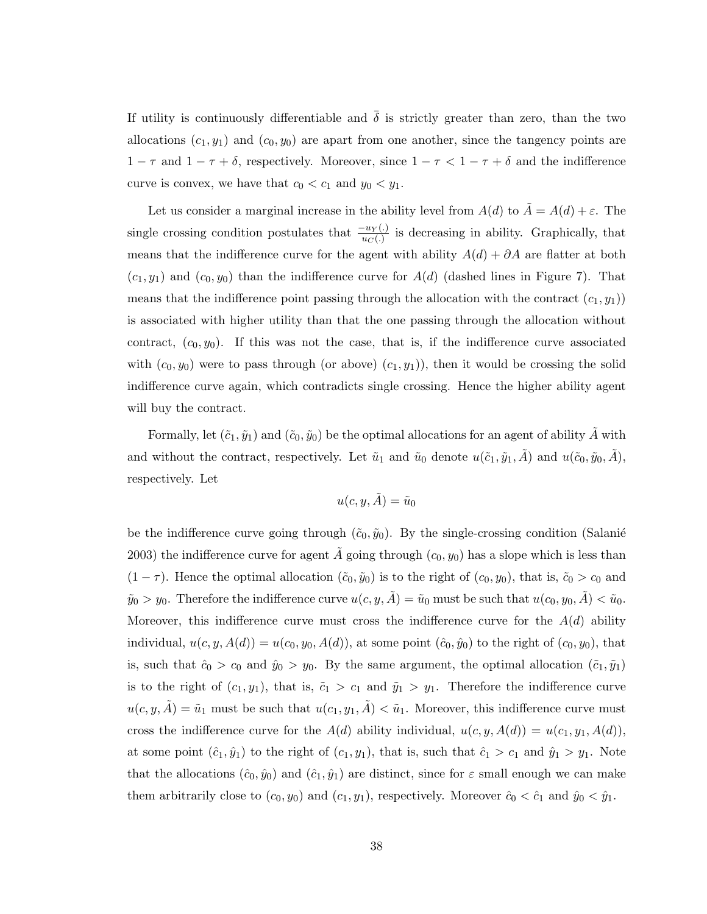If utility is continuously differentiable and $\bar{\delta}$ is strictly greater than zero, than the two allocations $(c_1, y_1)$ and $(c_0, y_0)$ are apart from one another, since the tangency points are $1 - \tau$ and $1 - \tau + \delta$, respectively. Moreover, since $1 - \tau < 1 - \tau + \delta$ and the indifference curve is convex, we have that $c_0 < c_1$ and $y_0 < y_1$.

Let us consider a marginal increase in the ability level from $A(d)$ to $\tilde{A} = A(d) + \varepsilon$. The single crossing condition postulates that $\frac{-u_Y(.)}{u_C(.)}$ is decreasing in ability. Graphically, that means that the indifference curve for the agent with ability $A(d) + \partial A$ are flatter at both $(c_1, y_1)$ and $(c_0, y_0)$ than the indifference curve for $A(d)$ (dashed lines in Figure 7). That means that the indifference point passing through the allocation with the contract $(c_1, y_1)$) is associated with higher utility than that the one passing through the allocation without contract, $(c_0, y_0)$. If this was not the case, that is, if the indifference curve associated with $(c_0, y_0)$ were to pass through (or above) $(c_1, y_1)$), then it would be crossing the solid indifference curve again, which contradicts single crossing. Hence the higher ability agent will buy the contract.

Formally, let $(\tilde{c}_1, \tilde{y}_1)$ and $(\tilde{c}_0, \tilde{y}_0)$ be the optimal allocations for an agent of ability $\tilde{A}$ with and without the contract, respectively. Let $\tilde{u}_1$ and $\tilde{u}_0$ denote $u(\tilde{c}_1, \tilde{y}_1, \tilde{A})$ and $u(\tilde{c}_0, \tilde{y}_0, \tilde{A})$, respectively. Let

$$u(c, y, \tilde{A}) = \tilde{u}_0$$

be the indifference curve going through $(\tilde{c}_0, \tilde{y}_0)$. By the single-crossing condition (Salanié 2003) the indifference curve for agent $\tilde{A}$ going through $(c_0, y_0)$ has a slope which is less than $(1 - \tau)$. Hence the optimal allocation $(\tilde{c}_0, \tilde{y}_0)$ is to the right of $(c_0, y_0)$, that is, $\tilde{c}_0 > c_0$ and $\tilde{y}_0 > y_0$. Therefore the indifference curve $u(c, y, \tilde{A}) = \tilde{u}_0$ must be such that $u(c_0, y_0, \tilde{A}) < \tilde{u}_0$. Moreover, this indifference curve must cross the indifference curve for the $A(d)$ ability individual, $u(c, y, A(d)) = u(c_0, y_0, A(d))$, at some point $(\hat{c}_0, \hat{y}_0)$ to the right of $(c_0, y_0)$, that is, such that $\hat{c}_0 > c_0$ and $\hat{y}_0 > y_0$. By the same argument, the optimal allocation $(\tilde{c}_1, \tilde{y}_1)$ is to the right of $(c_1, y_1)$, that is, $\tilde{c}_1 > c_1$ and $\tilde{y}_1 > y_1$. Therefore the indifference curve $u(c, y, \tilde{A}) = \tilde{u}_1$ must be such that $u(c_1, y_1, \tilde{A}) < \tilde{u}_1$. Moreover, this indifference curve must cross the indifference curve for the $A(d)$ ability individual, $u(c, y, A(d)) = u(c_1, y_1, A(d))$, at some point $(\hat{c}_1, \hat{y}_1)$ to the right of $(c_1, y_1)$, that is, such that $\hat{c}_1 > c_1$ and $\hat{y}_1 > y_1$. Note that the allocations $(\hat{c}_0, \hat{y}_0)$ and $(\hat{c}_1, \hat{y}_1)$ are distinct, since for $\varepsilon$ small enough we can make them arbitrarily close to $(c_0, y_0)$ and $(c_1, y_1)$, respectively. Moreover $\hat{c}_0 < \hat{c}_1$ and $\hat{y}_0 < \hat{y}_1$.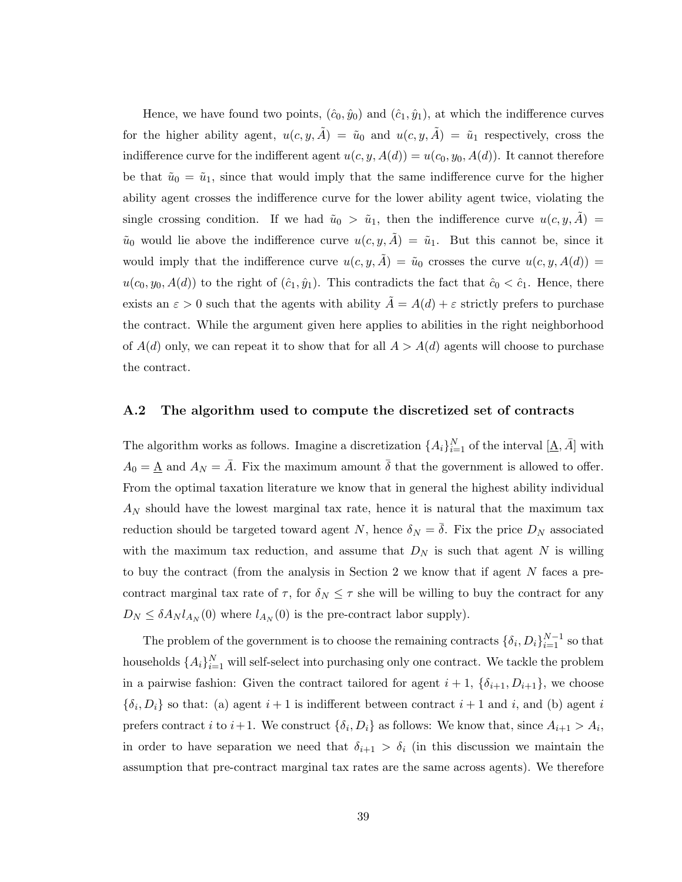Hence, we have found two points, $(\hat{c}_0, \hat{y}_0)$ and $(\hat{c}_1, \hat{y}_1)$, at which the indifference curves for the higher ability agent, $u(c, y, \tilde{A}) = \tilde{u}_0$ and $u(c, y, \tilde{A}) = \tilde{u}_1$ respectively, cross the indifference curve for the indifferent agent $u(c, y, A(d)) = u(c_0, y_0, A(d))$. It cannot therefore be that $\tilde{u}_0 = \tilde{u}_1$, since that would imply that the same indifference curve for the higher ability agent crosses the indifference curve for the lower ability agent twice, violating the single crossing condition. If we had $\tilde{u}_0 > \tilde{u}_1$, then the indifference curve $u(c, y, \tilde{A}) = \tilde{u}_0$ would lie above the indifference curve $u(c, y, \tilde{A}) = \tilde{u}_1$. But this cannot be, since it would imply that the indifference curve $u(c, y, \tilde{A}) = \tilde{u}_0$ crosses the curve $u(c, y, A(d)) = u(c_0, y_0, A(d))$ to the right of $(\hat{c}_1, \hat{y}_1)$. This contradicts the fact that $\hat{c}_0 < \hat{c}_1$. Hence, there exists an $\varepsilon > 0$ such that the agents with ability $\tilde{A} = A(d) + \varepsilon$ strictly prefers to purchase the contract. While the argument given here applies to abilities in the right neighborhood of $A(d)$ only, we can repeat it to show that for all $A > A(d)$ agents will choose to purchase the contract.

## A.2 The algorithm used to compute the discretized set of contracts

The algorithm works as follows. Imagine a discretization $\{A_i\}_{i=1}^N$ of the interval $[\underline{A}, \bar{A}]$ with $A_0 = \underline{A}$ and $A_N = \bar{A}$. Fix the maximum amount $\bar{\delta}$ that the government is allowed to offer. From the optimal taxation literature we know that in general the highest ability individual $A_N$ should have the lowest marginal tax rate, hence it is natural that the maximum tax reduction should be targeted toward agent $N$, hence $\delta_N = \bar{\delta}$. Fix the price $D_N$ associated with the maximum tax reduction, and assume that $D_N$ is such that agent $N$ is willing to buy the contract (from the analysis in Section 2 we know that if agent $N$ faces a pre-contract marginal tax rate of $\tau$, for $\delta_N \leq \tau$ she will be willing to buy the contract for any $D_N \leq \delta A_N l_{A_N}(0)$ where $l_{A_N}(0)$ is the pre-contract labor supply).

The problem of the government is to choose the remaining contracts $\{\delta_i, D_i\}_{i=1}^{N-1}$ so that households $\{A_i\}_{i=1}^N$ will self-select into purchasing only one contract. We tackle the problem in a pairwise fashion: Given the contract tailored for agent $i+1$, $\{\delta_{i+1}, D_{i+1}\}$, we choose $\{\delta_i, D_i\}$ so that: (a) agent $i+1$ is indifferent between contract $i+1$ and $i$, and (b) agent $i$ prefers contract $i$ to $i+1$. We construct $\{\delta_i, D_i\}$ as follows: We know that, since $A_{i+1} > A_i$, in order to have separation we need that $\delta_{i+1} > \delta_i$ (in this discussion we maintain the assumption that pre-contract marginal tax rates are the same across agents). We therefore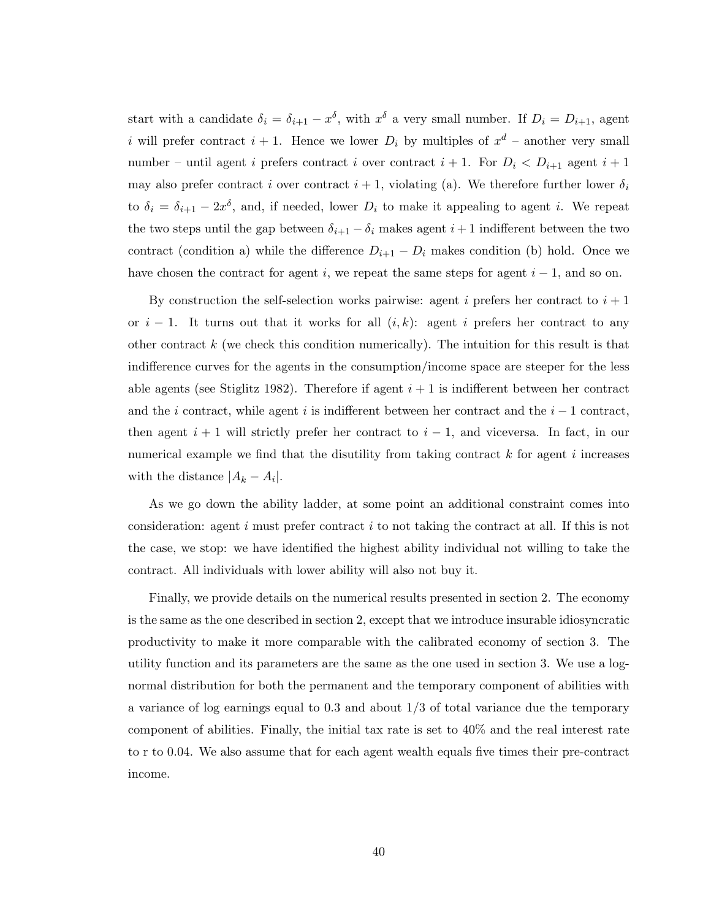start with a candidate $\delta_i = \delta_{i+1} - x^\delta$, with $x^\delta$ a very small number. If $D_i = D_{i+1}$, agent $i$ will prefer contract $i + 1$. Hence we lower $D_i$ by multiples of $x^d$ – another very small number – until agent $i$ prefers contract $i$ over contract $i + 1$. For $D_i < D_{i+1}$ agent $i + 1$ may also prefer contract $i$ over contract $i + 1$, violating (a). We therefore further lower $\delta_i$ to $\delta_i = \delta_{i+1} - 2x^\delta$, and, if needed, lower $D_i$ to make it appealing to agent $i$. We repeat the two steps until the gap between $\delta_{i+1} - \delta_i$ makes agent $i + 1$ indifferent between the two contract (condition a) while the difference $D_{i+1} - D_i$ makes condition (b) hold. Once we have chosen the contract for agent $i$, we repeat the same steps for agent $i - 1$, and so on.

By construction the self-selection works pairwise: agent $i$ prefers her contract to $i + 1$ or $i - 1$. It turns out that it works for all $(i, k)$: agent $i$ prefers her contract to any other contract $k$ (we check this condition numerically). The intuition for this result is that indifference curves for the agents in the consumption/income space are steeper for the less able agents (see Stiglitz 1982). Therefore if agent $i + 1$ is indifferent between her contract and the $i$ contract, while agent $i$ is indifferent between her contract and the $i - 1$ contract, then agent $i + 1$ will strictly prefer her contract to $i - 1$, and viceversa. In fact, in our numerical example we find that the disutility from taking contract $k$ for agent $i$ increases with the distance $|A_k - A_i|$.

As we go down the ability ladder, at some point an additional constraint comes into consideration: agent $i$ must prefer contract $i$ to not taking the contract at all. If this is not the case, we stop: we have identified the highest ability individual not willing to take the contract. All individuals with lower ability will also not buy it.

Finally, we provide details on the numerical results presented in section 2. The economy is the same as the one described in section 2, except that we introduce insurable idiosyncratic productivity to make it more comparable with the calibrated economy of section 3. The utility function and its parameters are the same as the one used in section 3. We use a log-normal distribution for both the permanent and the temporary component of abilities with a variance of log earnings equal to 0.3 and about 1/3 of total variance due the temporary component of abilities. Finally, the initial tax rate is set to 40% and the real interest rate to r to 0.04. We also assume that for each agent wealth equals five times their pre-contract income.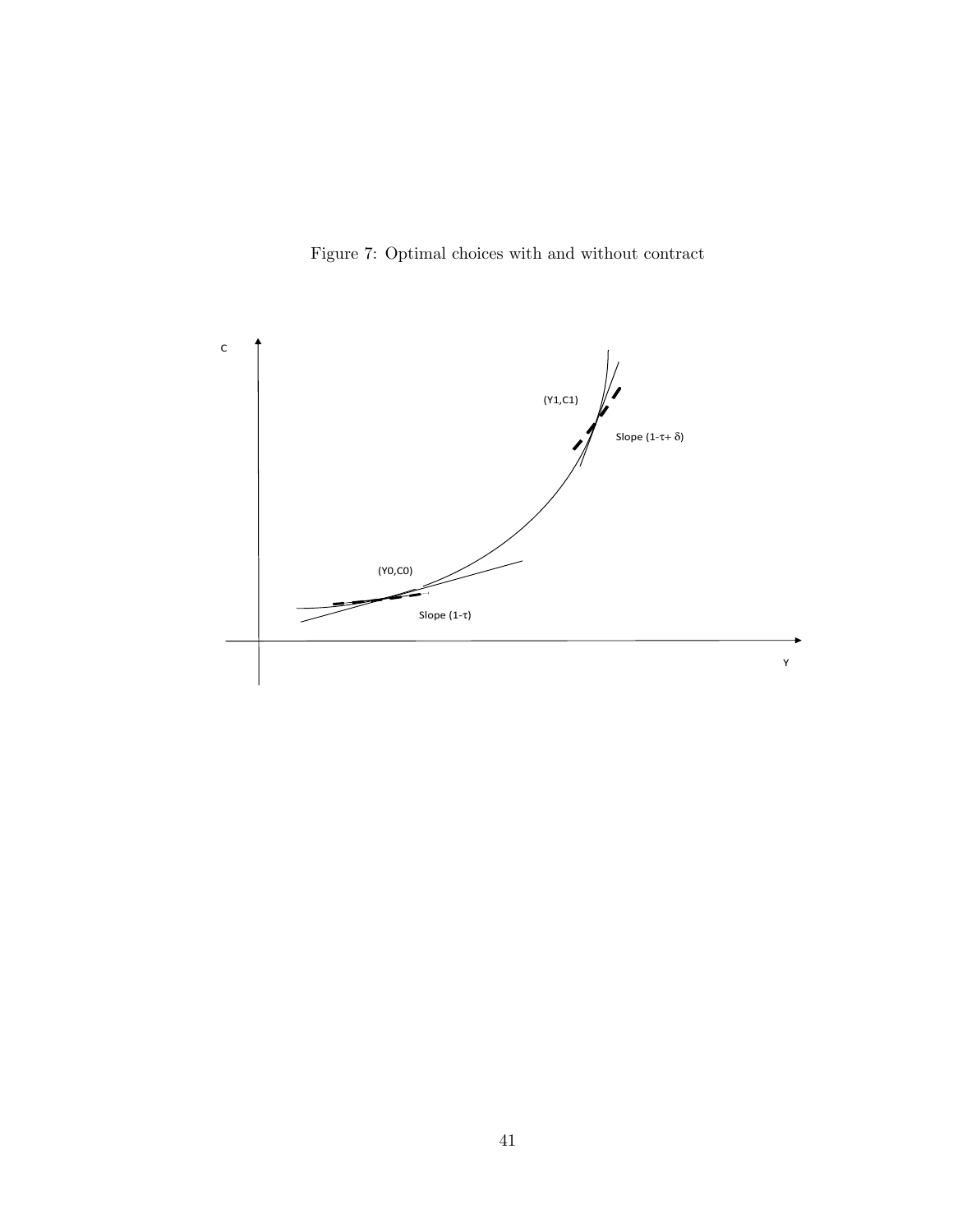Figure 7: Optimal choices with and without contract

C

Y

(Y1,C1)

Slope (1-τ+ δ)

(Y0,C0)

Slope (1-τ)